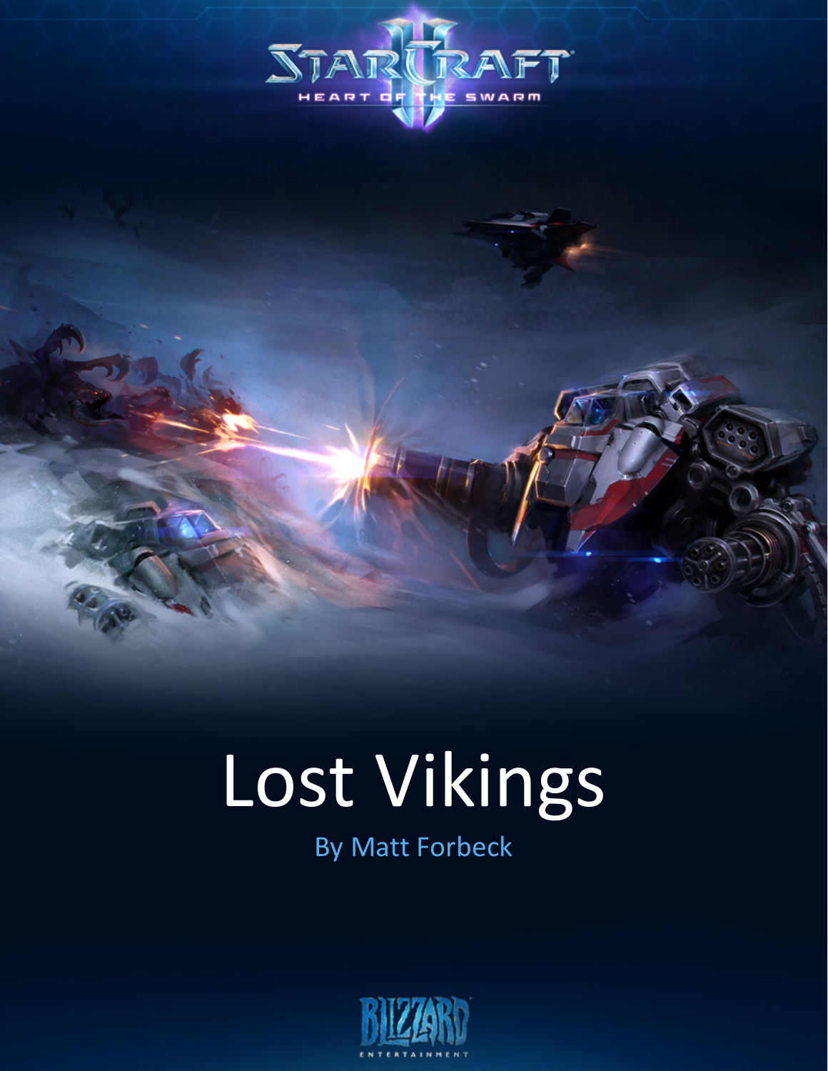# Lost Vikings

By Matt Forbeck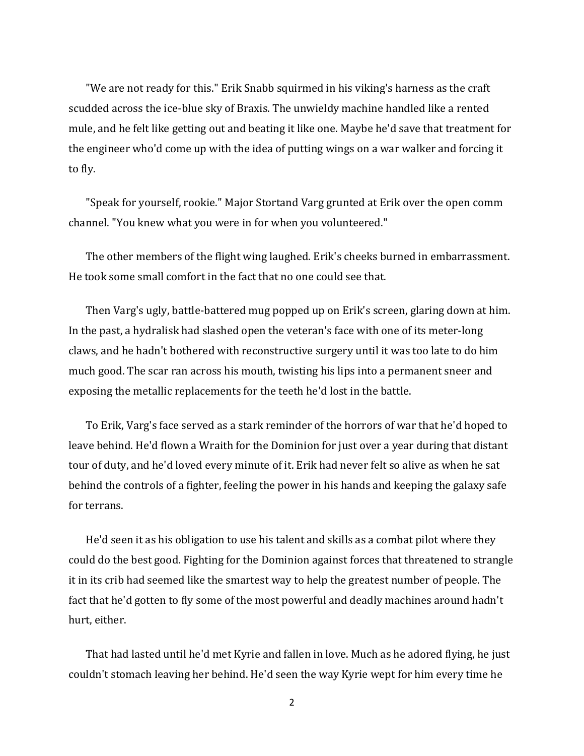"We are not ready for this." Erik Snabb squirmed in his viking's harness as the craft scudded across the ice-blue sky of Braxis. The unwieldy machine handled like a rented mule, and he felt like getting out and beating it like one. Maybe he'd save that treatment for the engineer who'd come up with the idea of putting wings on a war walker and forcing it to fly.

"Speak for yourself, rookie." Major Stortand Varg grunted at Erik over the open comm channel. "You knew what you were in for when you volunteered."

The other members of the flight wing laughed. Erik's cheeks burned in embarrassment. He took some small comfort in the fact that no one could see that.

Then Varg's ugly, battle-battered mug popped up on Erik's screen, glaring down at him. In the past, a hydralisk had slashed open the veteran's face with one of its meter-long claws, and he hadn't bothered with reconstructive surgery until it was too late to do him much good. The scar ran across his mouth, twisting his lips into a permanent sneer and exposing the metallic replacements for the teeth he'd lost in the battle.

To Erik, Varg's face served as a stark reminder of the horrors of war that he'd hoped to leave behind. He'd flown a Wraith for the Dominion for just over a year during that distant tour of duty, and he'd loved every minute of it. Erik had never felt so alive as when he sat behind the controls of a fighter, feeling the power in his hands and keeping the galaxy safe for terrans.

He'd seen it as his obligation to use his talent and skills as a combat pilot where they could do the best good. Fighting for the Dominion against forces that threatened to strangle it in its crib had seemed like the smartest way to help the greatest number of people. The fact that he'd gotten to fly some of the most powerful and deadly machines around hadn't hurt, either.

That had lasted until he'd met Kyrie and fallen in love. Much as he adored flying, he just couldn't stomach leaving her behind. He'd seen the way Kyrie wept for him every time he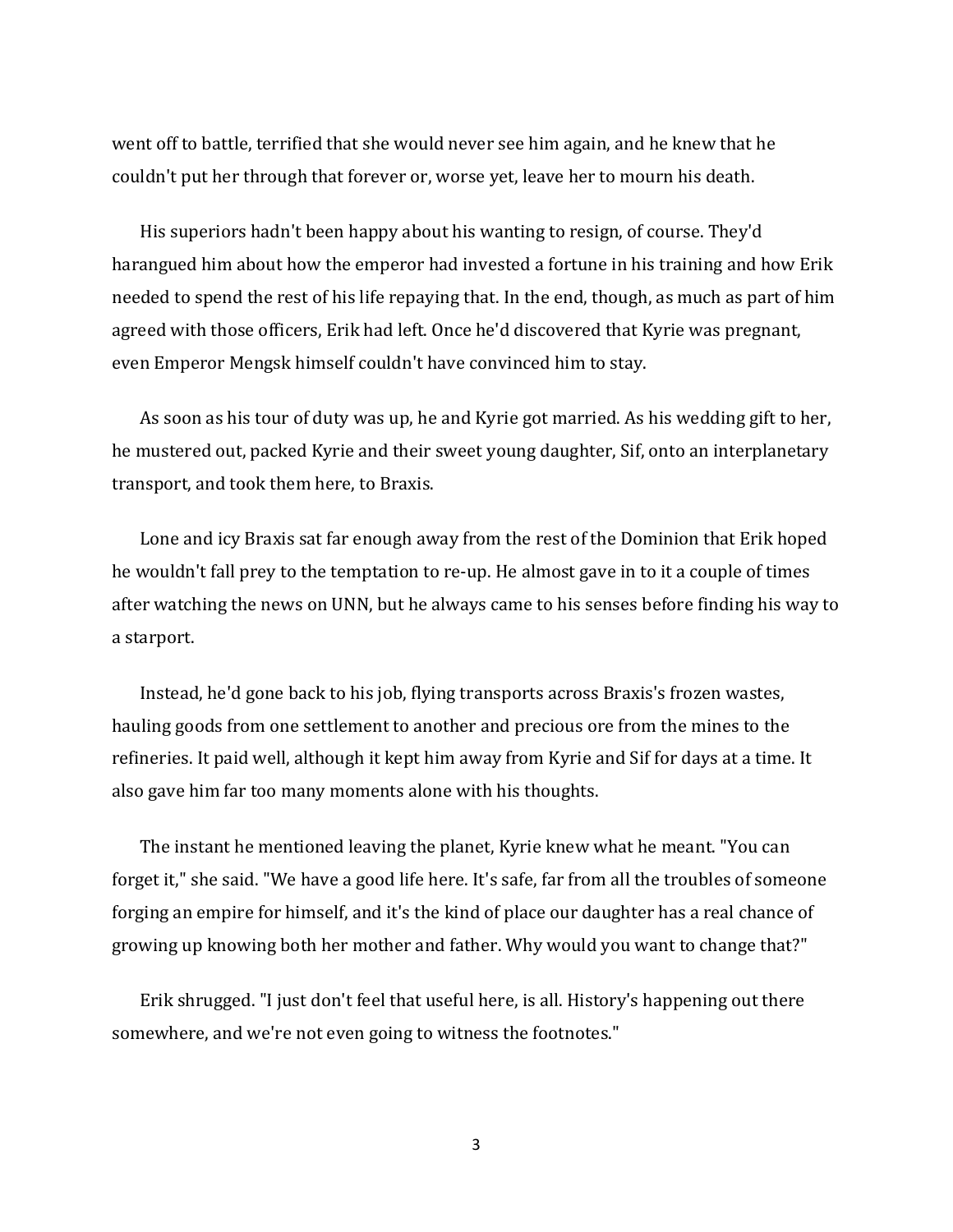went off to battle, terrified that she would never see him again, and he knew that he couldn't put her through that forever or, worse yet, leave her to mourn his death.

His superiors hadn't been happy about his wanting to resign, of course. They'd harangued him about how the emperor had invested a fortune in his training and how Erik needed to spend the rest of his life repaying that. In the end, though, as much as part of him agreed with those officers, Erik had left. Once he'd discovered that Kyrie was pregnant, even Emperor Mengsk himself couldn't have convinced him to stay.

As soon as his tour of duty was up, he and Kyrie got married. As his wedding gift to her, he mustered out, packed Kyrie and their sweet young daughter, Sif, onto an interplanetary transport, and took them here, to Braxis.

Lone and icy Braxis sat far enough away from the rest of the Dominion that Erik hoped he wouldn't fall prey to the temptation to re-up. He almost gave in to it a couple of times after watching the news on UNN, but he always came to his senses before finding his way to a starport.

Instead, he'd gone back to his job, flying transports across Braxis's frozen wastes, hauling goods from one settlement to another and precious ore from the mines to the refineries. It paid well, although it kept him away from Kyrie and Sif for days at a time. It also gave him far too many moments alone with his thoughts.

The instant he mentioned leaving the planet, Kyrie knew what he meant. "You can forget it," she said. "We have a good life here. It's safe, far from all the troubles of someone forging an empire for himself, and it's the kind of place our daughter has a real chance of growing up knowing both her mother and father. Why would you want to change that?"

Erik shrugged. "I just don't feel that useful here, is all. History's happening out there somewhere, and we're not even going to witness the footnotes."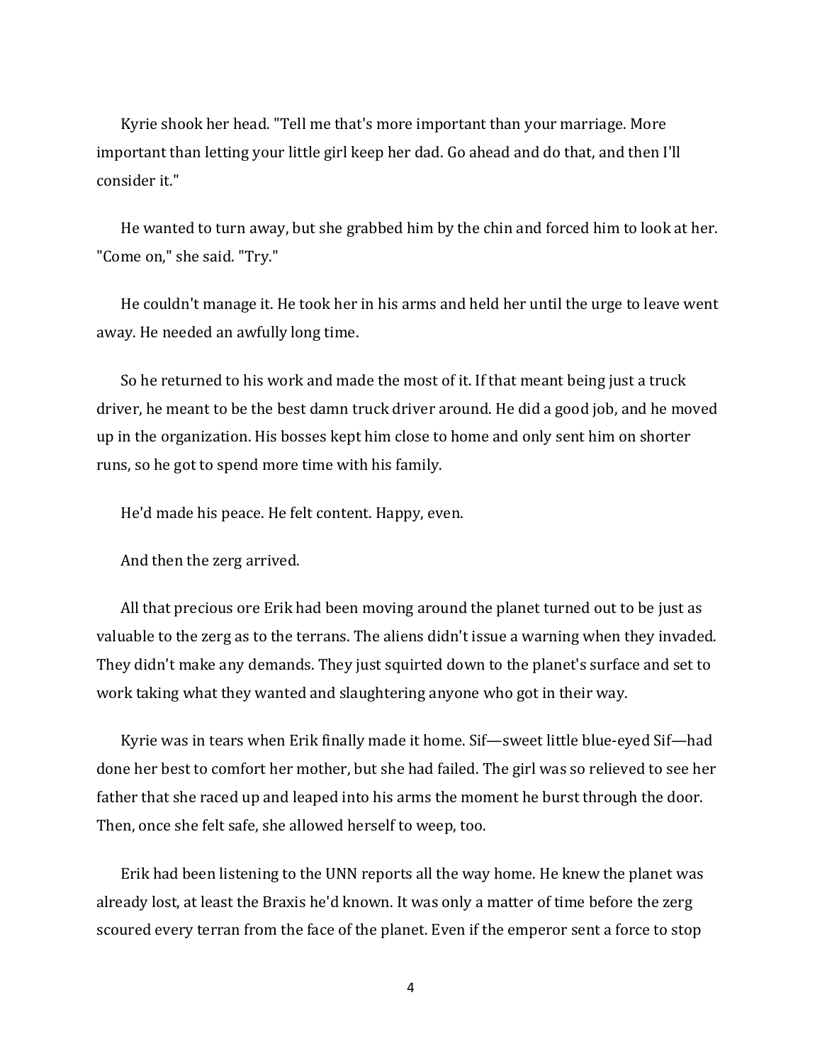Kyrie shook her head. "Tell me that's more important than your marriage. More important than letting your little girl keep her dad. Go ahead and do that, and then I'll consider it."

He wanted to turn away, but she grabbed him by the chin and forced him to look at her. "Come on," she said. "Try."

He couldn't manage it. He took her in his arms and held her until the urge to leave went away. He needed an awfully long time.

So he returned to his work and made the most of it. If that meant being just a truck driver, he meant to be the best damn truck driver around. He did a good job, and he moved up in the organization. His bosses kept him close to home and only sent him on shorter runs, so he got to spend more time with his family.

He'd made his peace. He felt content. Happy, even.

And then the zerg arrived.

All that precious ore Erik had been moving around the planet turned out to be just as valuable to the zerg as to the terrans. The aliens didn't issue a warning when they invaded. They didn't make any demands. They just squirted down to the planet's surface and set to work taking what they wanted and slaughtering anyone who got in their way.

Kyrie was in tears when Erik finally made it home. Sif—sweet little blue-eyed Sif—had done her best to comfort her mother, but she had failed. The girl was so relieved to see her father that she raced up and leaped into his arms the moment he burst through the door. Then, once she felt safe, she allowed herself to weep, too.

Erik had been listening to the UNN reports all the way home. He knew the planet was already lost, at least the Braxis he'd known. It was only a matter of time before the zerg scoured every terran from the face of the planet. Even if the emperor sent a force to stop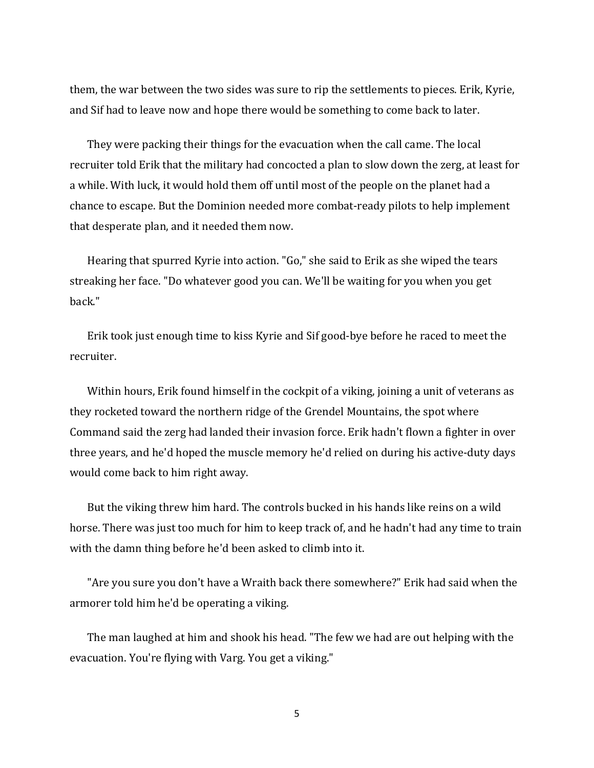them, the war between the two sides was sure to rip the settlements to pieces. Erik, Kyrie, and Sif had to leave now and hope there would be something to come back to later.

They were packing their things for the evacuation when the call came. The local recruiter told Erik that the military had concocted a plan to slow down the zerg, at least for a while. With luck, it would hold them off until most of the people on the planet had a chance to escape. But the Dominion needed more combat-ready pilots to help implement that desperate plan, and it needed them now.

Hearing that spurred Kyrie into action. "Go," she said to Erik as she wiped the tears streaking her face. "Do whatever good you can. We'll be waiting for you when you get back."

Erik took just enough time to kiss Kyrie and Sif good-bye before he raced to meet the recruiter.

Within hours, Erik found himself in the cockpit of a viking, joining a unit of veterans as they rocketed toward the northern ridge of the Grendel Mountains, the spot where Command said the zerg had landed their invasion force. Erik hadn't flown a fighter in over three years, and he'd hoped the muscle memory he'd relied on during his active-duty days would come back to him right away.

But the viking threw him hard. The controls bucked in his hands like reins on a wild horse. There was just too much for him to keep track of, and he hadn't had any time to train with the damn thing before he'd been asked to climb into it.

"Are you sure you don't have a Wraith back there somewhere?" Erik had said when the armorer told him he'd be operating a viking.

The man laughed at him and shook his head. "The few we had are out helping with the evacuation. You're flying with Varg. You get a viking."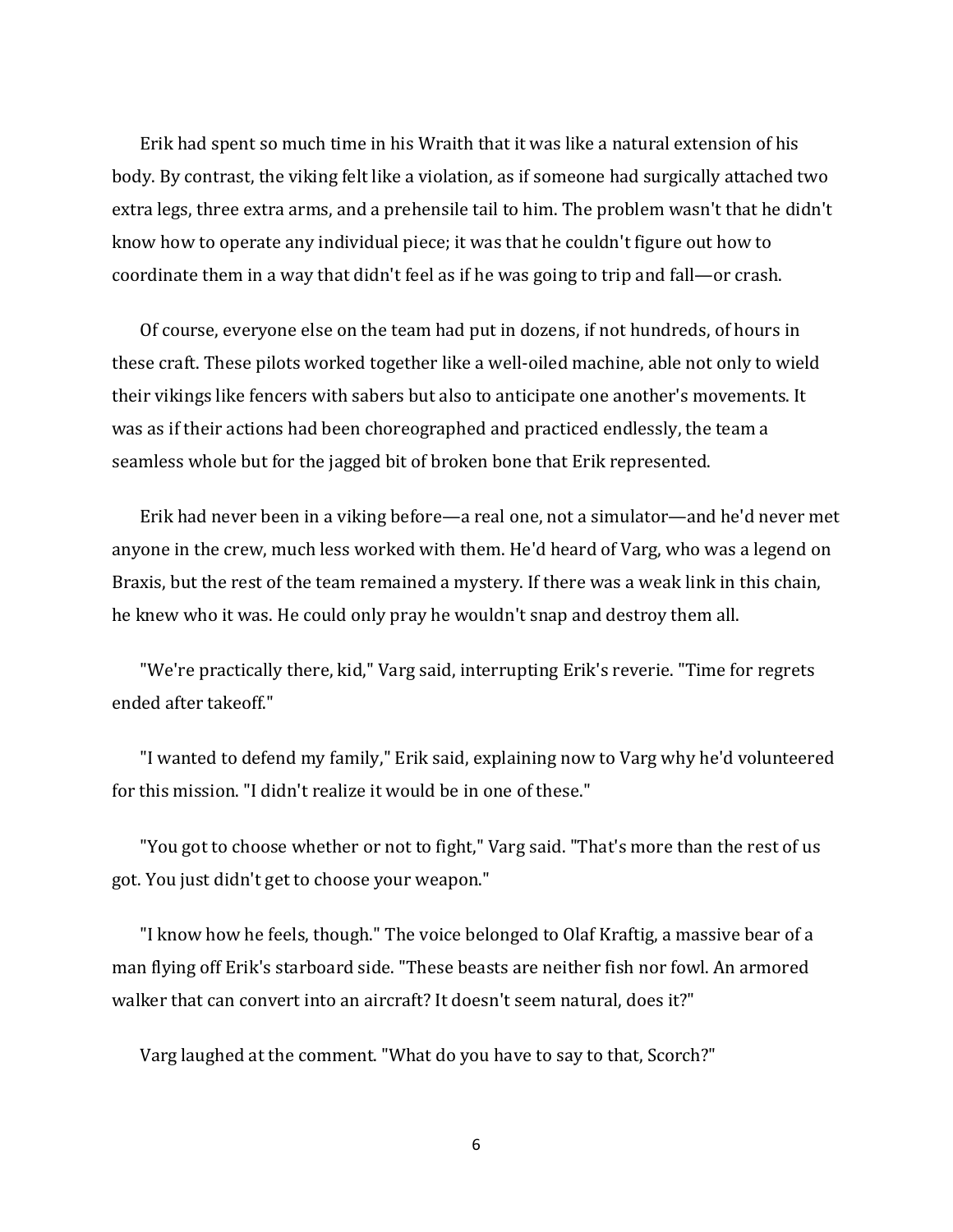Erik had spent so much time in his Wraith that it was like a natural extension of his body. By contrast, the viking felt like a violation, as if someone had surgically attached two extra legs, three extra arms, and a prehensile tail to him. The problem wasn't that he didn't know how to operate any individual piece; it was that he couldn't figure out how to coordinate them in a way that didn't feel as if he was going to trip and fall—or crash.

Of course, everyone else on the team had put in dozens, if not hundreds, of hours in these craft. These pilots worked together like a well-oiled machine, able not only to wield their vikings like fencers with sabers but also to anticipate one another's movements. It was as if their actions had been choreographed and practiced endlessly, the team a seamless whole but for the jagged bit of broken bone that Erik represented.

Erik had never been in a viking before—a real one, not a simulator—and he'd never met anyone in the crew, much less worked with them. He'd heard of Varg, who was a legend on Braxis, but the rest of the team remained a mystery. If there was a weak link in this chain, he knew who it was. He could only pray he wouldn't snap and destroy them all.

"We're practically there, kid," Varg said, interrupting Erik's reverie. "Time for regrets ended after takeoff."

"I wanted to defend my family," Erik said, explaining now to Varg why he'd volunteered for this mission. "I didn't realize it would be in one of these."

"You got to choose whether or not to fight," Varg said. "That's more than the rest of us got. You just didn't get to choose your weapon."

"I know how he feels, though." The voice belonged to Olaf Kraftig, a massive bear of a man flying off Erik's starboard side. "These beasts are neither fish nor fowl. An armored walker that can convert into an aircraft? It doesn't seem natural, does it?"

Varg laughed at the comment. "What do you have to say to that, Scorch?"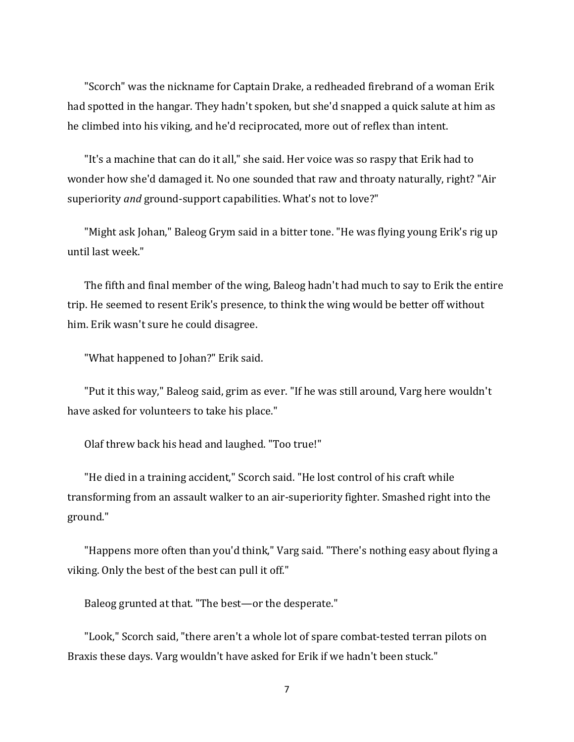"Scorch" was the nickname for Captain Drake, a redheaded firebrand of a woman Erik had spotted in the hangar. They hadn't spoken, but she'd snapped a quick salute at him as he climbed into his viking, and he'd reciprocated, more out of reflex than intent.

"It's a machine that can do it all," she said. Her voice was so raspy that Erik had to wonder how she'd damaged it. No one sounded that raw and throaty naturally, right? "Air superiority *and* ground-support capabilities. What's not to love?"

"Might ask Johan," Baleog Grym said in a bitter tone. "He was flying young Erik's rig up until last week."

The fifth and final member of the wing, Baleog hadn't had much to say to Erik the entire trip. He seemed to resent Erik's presence, to think the wing would be better off without him. Erik wasn't sure he could disagree.

"What happened to Johan?" Erik said.

"Put it this way," Baleog said, grim as ever. "If he was still around, Varg here wouldn't have asked for volunteers to take his place."

Olaf threw back his head and laughed. "Too true!"

"He died in a training accident," Scorch said. "He lost control of his craft while transforming from an assault walker to an air-superiority fighter. Smashed right into the ground."

"Happens more often than you'd think," Varg said. "There's nothing easy about flying a viking. Only the best of the best can pull it off."

Baleog grunted at that. "The best—or the desperate."

"Look," Scorch said, "there aren't a whole lot of spare combat-tested terran pilots on Braxis these days. Varg wouldn't have asked for Erik if we hadn't been stuck."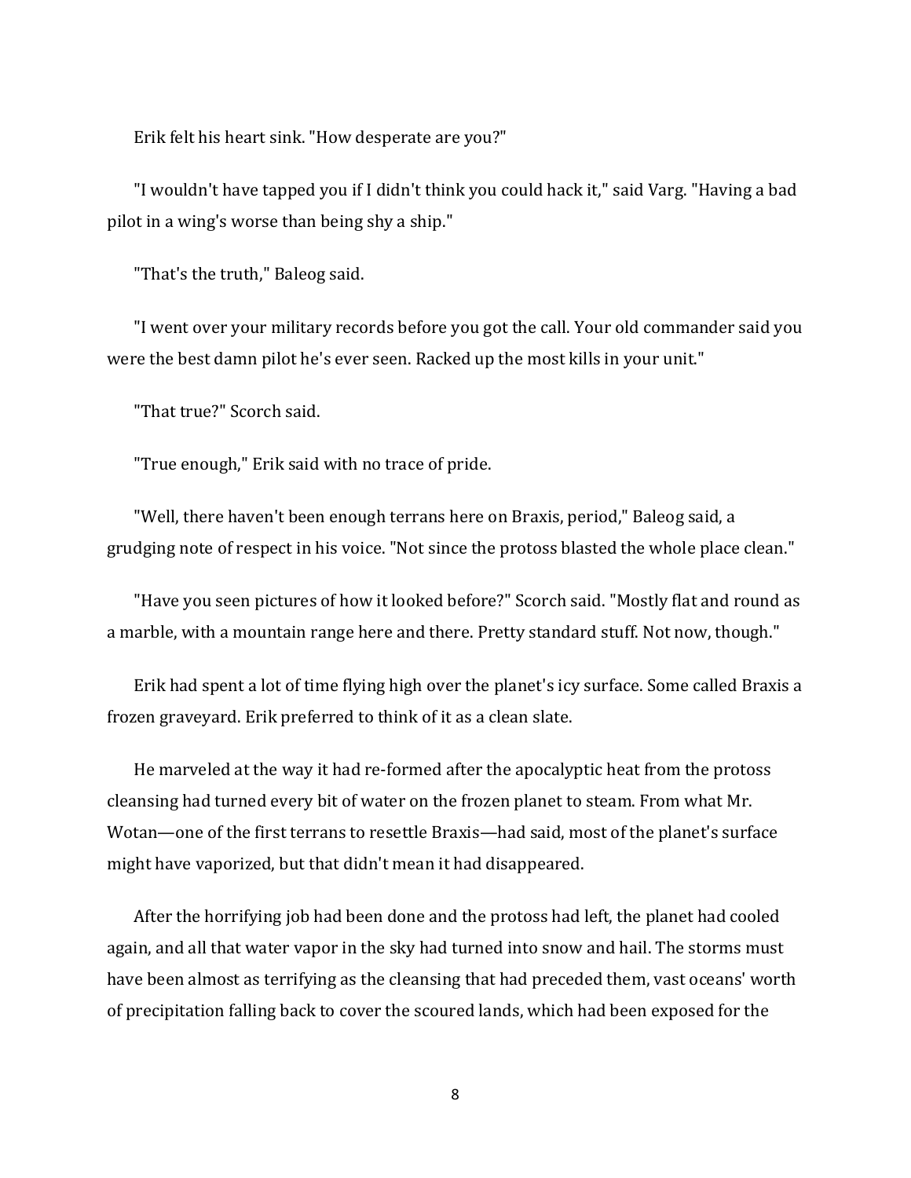Erik felt his heart sink. "How desperate are you?"

"I wouldn't have tapped you if I didn't think you could hack it," said Varg. "Having a bad pilot in a wing's worse than being shy a ship."

"That's the truth," Baleog said.

"I went over your military records before you got the call. Your old commander said you were the best damn pilot he's ever seen. Racked up the most kills in your unit."

"That true?" Scorch said.

"True enough," Erik said with no trace of pride.

"Well, there haven't been enough terrans here on Braxis, period," Baleog said, a grudging note of respect in his voice. "Not since the protoss blasted the whole place clean."

"Have you seen pictures of how it looked before?" Scorch said. "Mostly flat and round as a marble, with a mountain range here and there. Pretty standard stuff. Not now, though."

Erik had spent a lot of time flying high over the planet's icy surface. Some called Braxis a frozen graveyard. Erik preferred to think of it as a clean slate.

He marveled at the way it had re-formed after the apocalyptic heat from the protoss cleansing had turned every bit of water on the frozen planet to steam. From what Mr. Wotan—one of the first terrans to resettle Braxis—had said, most of the planet's surface might have vaporized, but that didn't mean it had disappeared.

After the horrifying job had been done and the protoss had left, the planet had cooled again, and all that water vapor in the sky had turned into snow and hail. The storms must have been almost as terrifying as the cleansing that had preceded them, vast oceans' worth of precipitation falling back to cover the scoured lands, which had been exposed for the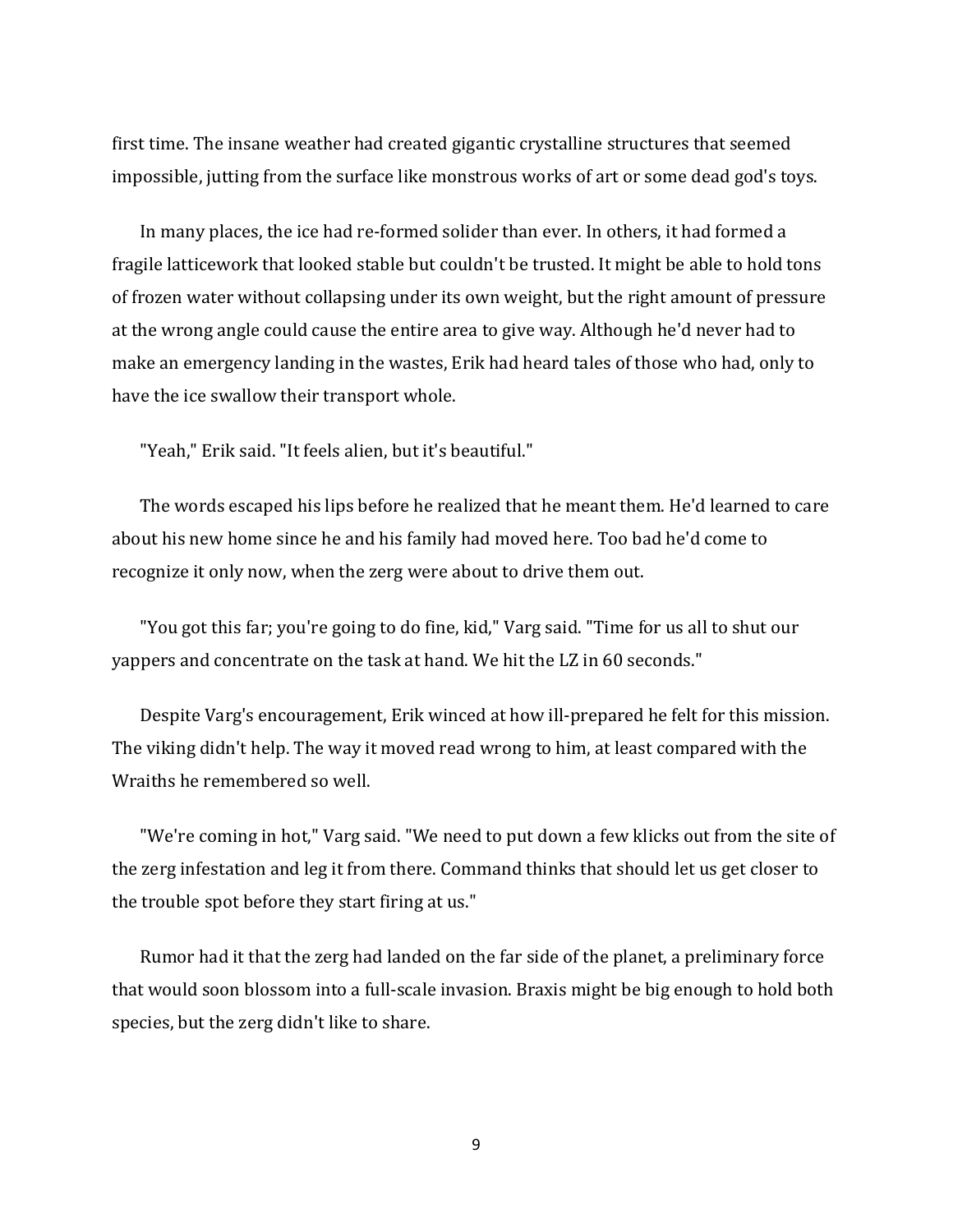first time. The insane weather had created gigantic crystalline structures that seemed impossible, jutting from the surface like monstrous works of art or some dead god's toys.

In many places, the ice had re-formed solider than ever. In others, it had formed a fragile latticework that looked stable but couldn't be trusted. It might be able to hold tons of frozen water without collapsing under its own weight, but the right amount of pressure at the wrong angle could cause the entire area to give way. Although he'd never had to make an emergency landing in the wastes, Erik had heard tales of those who had, only to have the ice swallow their transport whole.

"Yeah," Erik said. "It feels alien, but it's beautiful."

The words escaped his lips before he realized that he meant them. He'd learned to care about his new home since he and his family had moved here. Too bad he'd come to recognize it only now, when the zerg were about to drive them out.

"You got this far; you're going to do fine, kid," Varg said. "Time for us all to shut our yappers and concentrate on the task at hand. We hit the LZ in 60 seconds."

Despite Varg's encouragement, Erik winced at how ill-prepared he felt for this mission. The viking didn't help. The way it moved read wrong to him, at least compared with the Wraiths he remembered so well.

"We're coming in hot," Varg said. "We need to put down a few klicks out from the site of the zerg infestation and leg it from there. Command thinks that should let us get closer to the trouble spot before they start firing at us."

Rumor had it that the zerg had landed on the far side of the planet, a preliminary force that would soon blossom into a full-scale invasion. Braxis might be big enough to hold both species, but the zerg didn't like to share.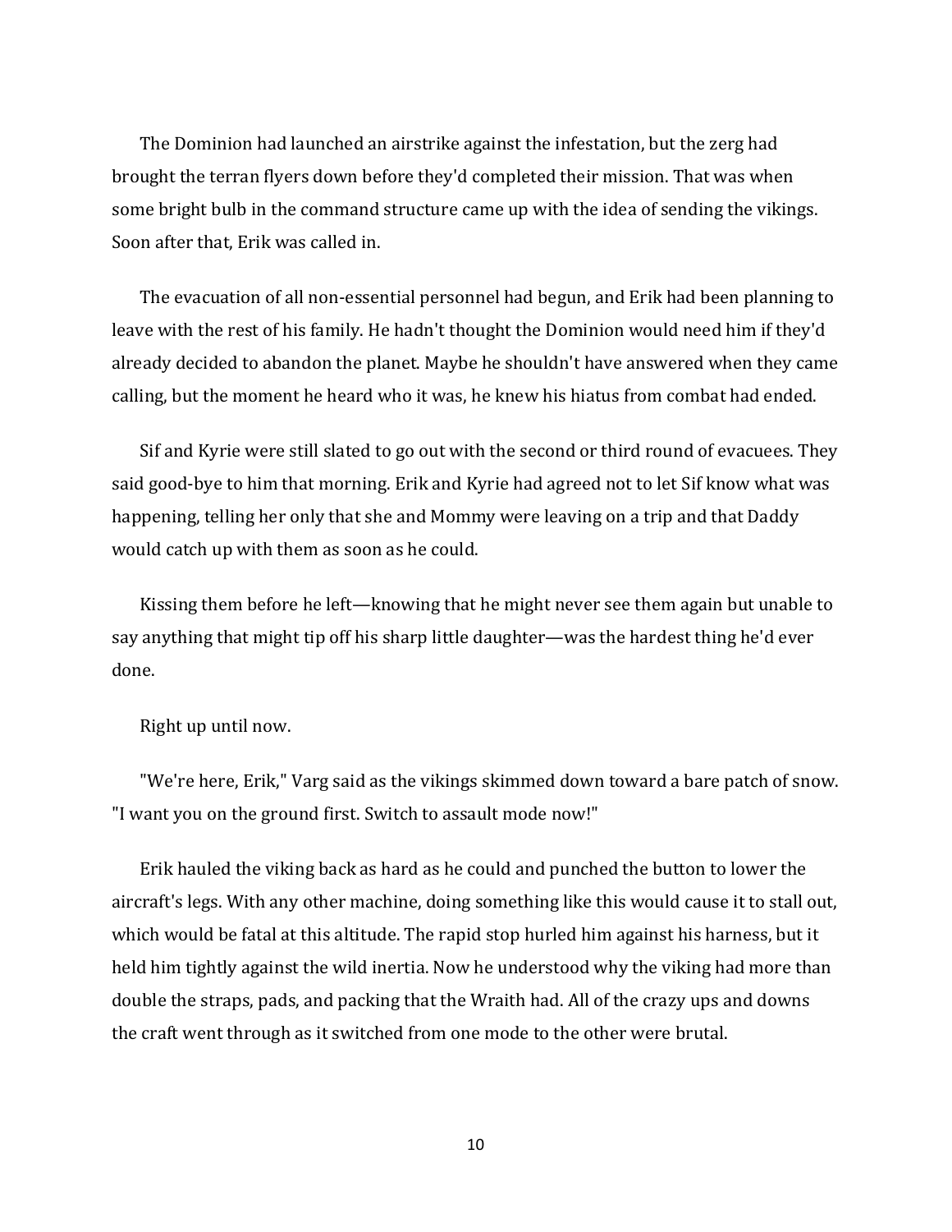The Dominion had launched an airstrike against the infestation, but the zerg had brought the terran flyers down before they'd completed their mission. That was when some bright bulb in the command structure came up with the idea of sending the vikings. Soon after that, Erik was called in.

The evacuation of all non-essential personnel had begun, and Erik had been planning to leave with the rest of his family. He hadn't thought the Dominion would need him if they'd already decided to abandon the planet. Maybe he shouldn't have answered when they came calling, but the moment he heard who it was, he knew his hiatus from combat had ended.

Sif and Kyrie were still slated to go out with the second or third round of evacuees. They said good-bye to him that morning. Erik and Kyrie had agreed not to let Sif know what was happening, telling her only that she and Mommy were leaving on a trip and that Daddy would catch up with them as soon as he could.

Kissing them before he left—knowing that he might never see them again but unable to say anything that might tip off his sharp little daughter—was the hardest thing he'd ever done.

Right up until now.

"We're here, Erik," Varg said as the vikings skimmed down toward a bare patch of snow. "I want you on the ground first. Switch to assault mode now!"

Erik hauled the viking back as hard as he could and punched the button to lower the aircraft's legs. With any other machine, doing something like this would cause it to stall out, which would be fatal at this altitude. The rapid stop hurled him against his harness, but it held him tightly against the wild inertia. Now he understood why the viking had more than double the straps, pads, and packing that the Wraith had. All of the crazy ups and downs the craft went through as it switched from one mode to the other were brutal.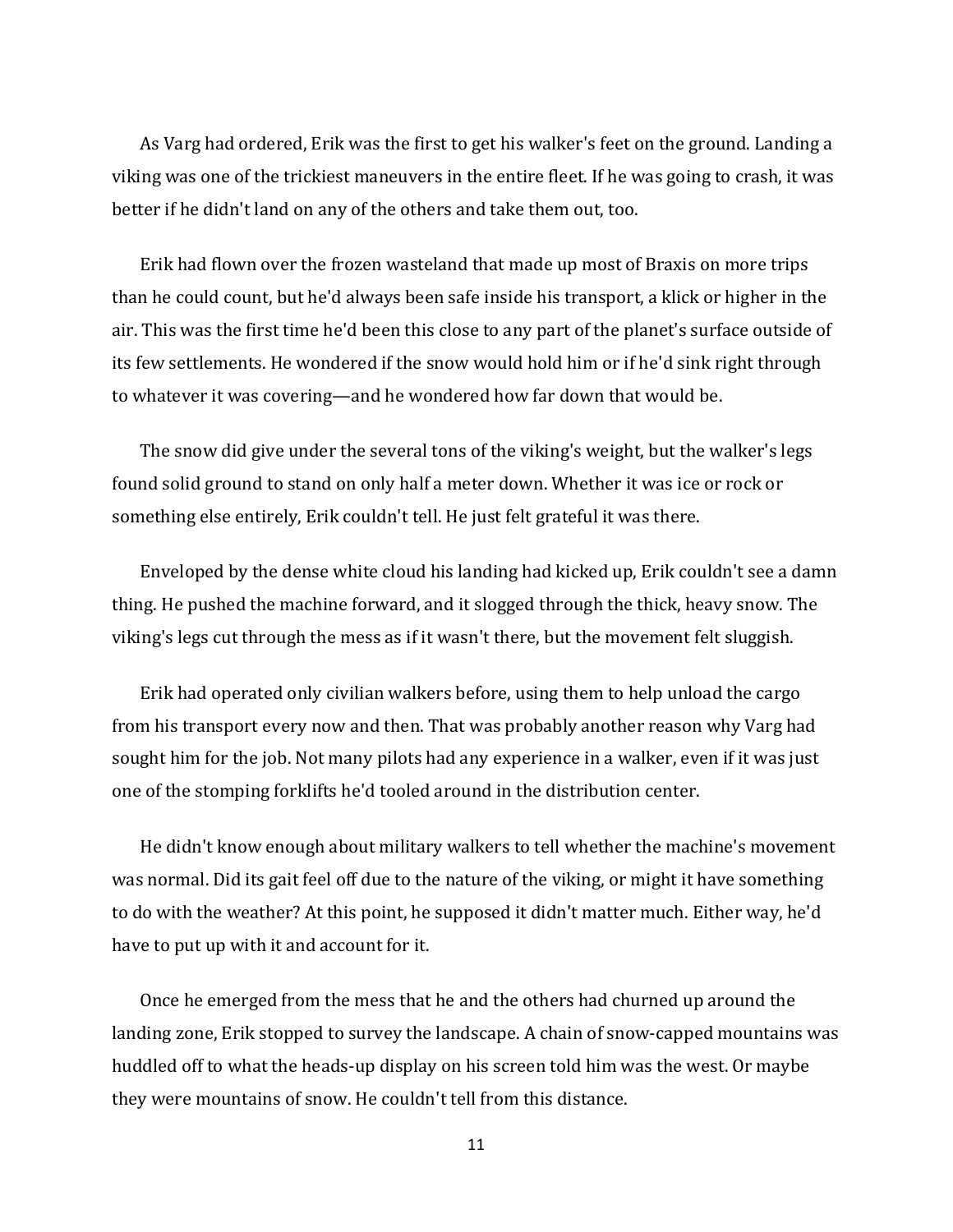As Varg had ordered, Erik was the first to get his walker's feet on the ground. Landing a viking was one of the trickiest maneuvers in the entire fleet. If he was going to crash, it was better if he didn't land on any of the others and take them out, too.

Erik had flown over the frozen wasteland that made up most of Braxis on more trips than he could count, but he'd always been safe inside his transport, a klick or higher in the air. This was the first time he'd been this close to any part of the planet's surface outside of its few settlements. He wondered if the snow would hold him or if he'd sink right through to whatever it was covering—and he wondered how far down that would be.

The snow did give under the several tons of the viking's weight, but the walker's legs found solid ground to stand on only half a meter down. Whether it was ice or rock or something else entirely, Erik couldn't tell. He just felt grateful it was there.

Enveloped by the dense white cloud his landing had kicked up, Erik couldn't see a damn thing. He pushed the machine forward, and it slogged through the thick, heavy snow. The viking's legs cut through the mess as if it wasn't there, but the movement felt sluggish.

Erik had operated only civilian walkers before, using them to help unload the cargo from his transport every now and then. That was probably another reason why Varg had sought him for the job. Not many pilots had any experience in a walker, even if it was just one of the stomping forklifts he'd tooled around in the distribution center.

He didn't know enough about military walkers to tell whether the machine's movement was normal. Did its gait feel off due to the nature of the viking, or might it have something to do with the weather? At this point, he supposed it didn't matter much. Either way, he'd have to put up with it and account for it.

Once he emerged from the mess that he and the others had churned up around the landing zone, Erik stopped to survey the landscape. A chain of snow-capped mountains was huddled off to what the heads-up display on his screen told him was the west. Or maybe they were mountains of snow. He couldn't tell from this distance.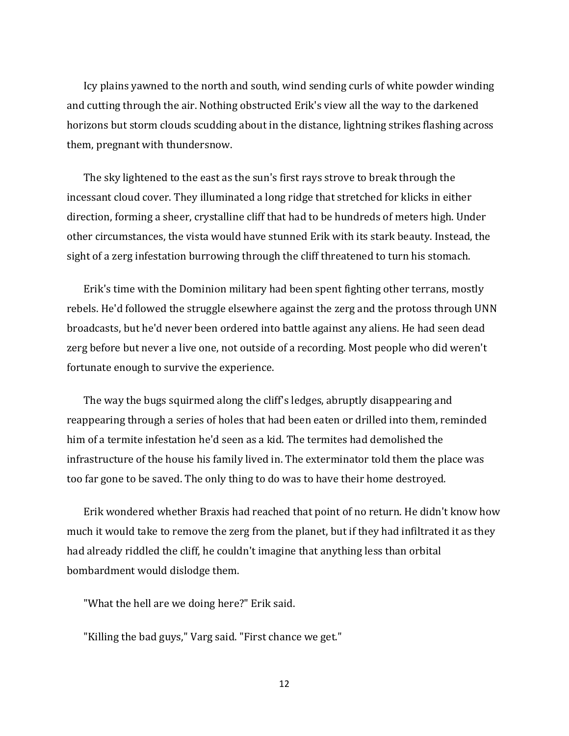Icy plains yawned to the north and south, wind sending curls of white powder winding and cutting through the air. Nothing obstructed Erik's view all the way to the darkened horizons but storm clouds scudding about in the distance, lightning strikes flashing across them, pregnant with thundersnow.

The sky lightened to the east as the sun's first rays strove to break through the incessant cloud cover. They illuminated a long ridge that stretched for klicks in either direction, forming a sheer, crystalline cliff that had to be hundreds of meters high. Under other circumstances, the vista would have stunned Erik with its stark beauty. Instead, the sight of a zerg infestation burrowing through the cliff threatened to turn his stomach.

Erik's time with the Dominion military had been spent fighting other terrans, mostly rebels. He'd followed the struggle elsewhere against the zerg and the protoss through UNN broadcasts, but he'd never been ordered into battle against any aliens. He had seen dead zerg before but never a live one, not outside of a recording. Most people who did weren't fortunate enough to survive the experience.

The way the bugs squirmed along the cliff's ledges, abruptly disappearing and reappearing through a series of holes that had been eaten or drilled into them, reminded him of a termite infestation he'd seen as a kid. The termites had demolished the infrastructure of the house his family lived in. The exterminator told them the place was too far gone to be saved. The only thing to do was to have their home destroyed.

Erik wondered whether Braxis had reached that point of no return. He didn't know how much it would take to remove the zerg from the planet, but if they had infiltrated it as they had already riddled the cliff, he couldn't imagine that anything less than orbital bombardment would dislodge them.

"What the hell are we doing here?" Erik said.

"Killing the bad guys," Varg said. "First chance we get."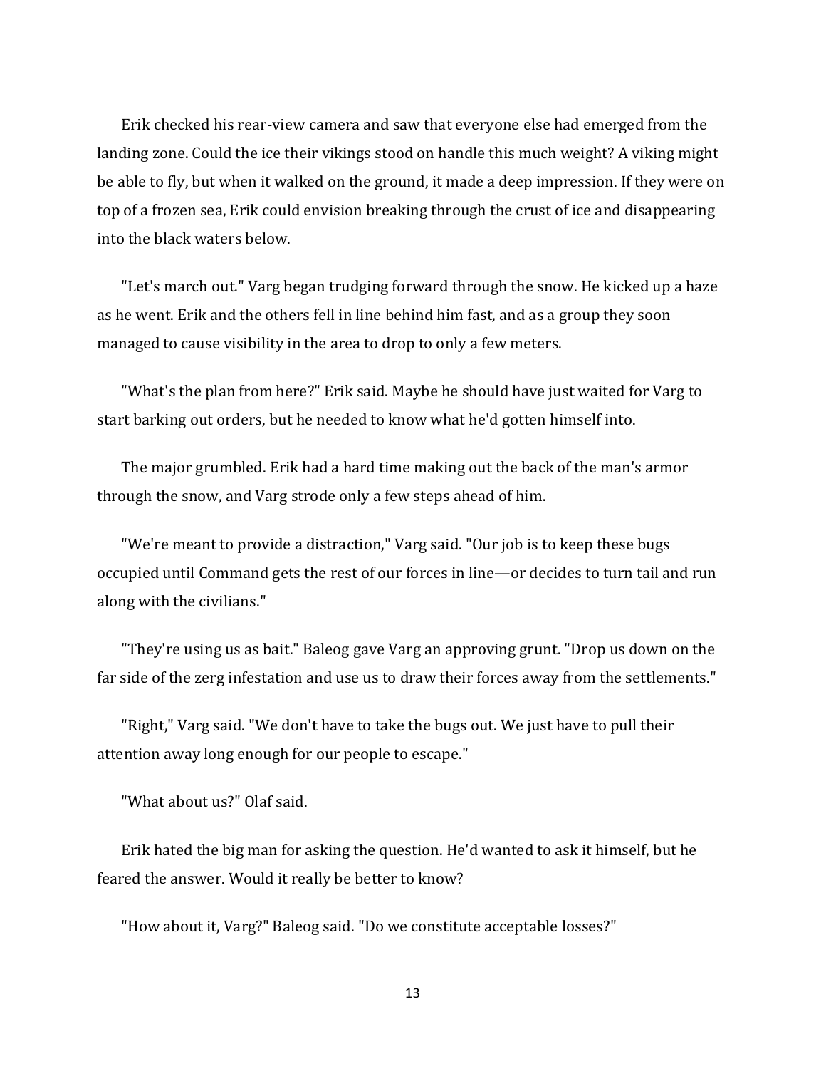Erik checked his rear-view camera and saw that everyone else had emerged from the landing zone. Could the ice their vikings stood on handle this much weight? A viking might be able to fly, but when it walked on the ground, it made a deep impression. If they were on top of a frozen sea, Erik could envision breaking through the crust of ice and disappearing into the black waters below.

"Let's march out." Varg began trudging forward through the snow. He kicked up a haze as he went. Erik and the others fell in line behind him fast, and as a group they soon managed to cause visibility in the area to drop to only a few meters.

"What's the plan from here?" Erik said. Maybe he should have just waited for Varg to start barking out orders, but he needed to know what he'd gotten himself into.

The major grumbled. Erik had a hard time making out the back of the man's armor through the snow, and Varg strode only a few steps ahead of him.

"We're meant to provide a distraction," Varg said. "Our job is to keep these bugs occupied until Command gets the rest of our forces in line—or decides to turn tail and run along with the civilians."

"They're using us as bait." Baleog gave Varg an approving grunt. "Drop us down on the far side of the zerg infestation and use us to draw their forces away from the settlements."

"Right," Varg said. "We don't have to take the bugs out. We just have to pull their attention away long enough for our people to escape."

"What about us?" Olaf said.

Erik hated the big man for asking the question. He'd wanted to ask it himself, but he feared the answer. Would it really be better to know?

"How about it, Varg?" Baleog said. "Do we constitute acceptable losses?"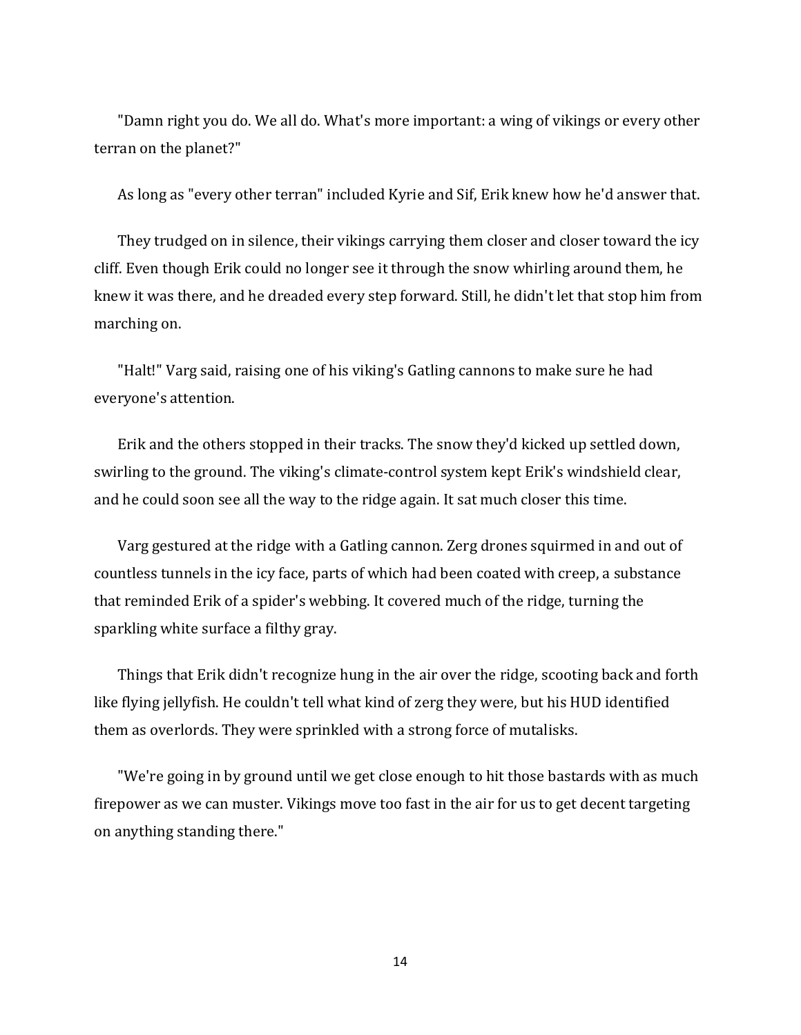"Damn right you do. We all do. What's more important: a wing of vikings or every other terran on the planet?"

As long as "every other terran" included Kyrie and Sif, Erik knew how he'd answer that.

They trudged on in silence, their vikings carrying them closer and closer toward the icy cliff. Even though Erik could no longer see it through the snow whirling around them, he knew it was there, and he dreaded every step forward. Still, he didn't let that stop him from marching on.

"Halt!" Varg said, raising one of his viking's Gatling cannons to make sure he had everyone's attention.

Erik and the others stopped in their tracks. The snow they'd kicked up settled down, swirling to the ground. The viking's climate-control system kept Erik's windshield clear, and he could soon see all the way to the ridge again. It sat much closer this time.

Varg gestured at the ridge with a Gatling cannon. Zerg drones squirmed in and out of countless tunnels in the icy face, parts of which had been coated with creep, a substance that reminded Erik of a spider's webbing. It covered much of the ridge, turning the sparkling white surface a filthy gray.

Things that Erik didn't recognize hung in the air over the ridge, scooting back and forth like flying jellyfish. He couldn't tell what kind of zerg they were, but his HUD identified them as overlords. They were sprinkled with a strong force of mutalisks.

"We're going in by ground until we get close enough to hit those bastards with as much firepower as we can muster. Vikings move too fast in the air for us to get decent targeting on anything standing there."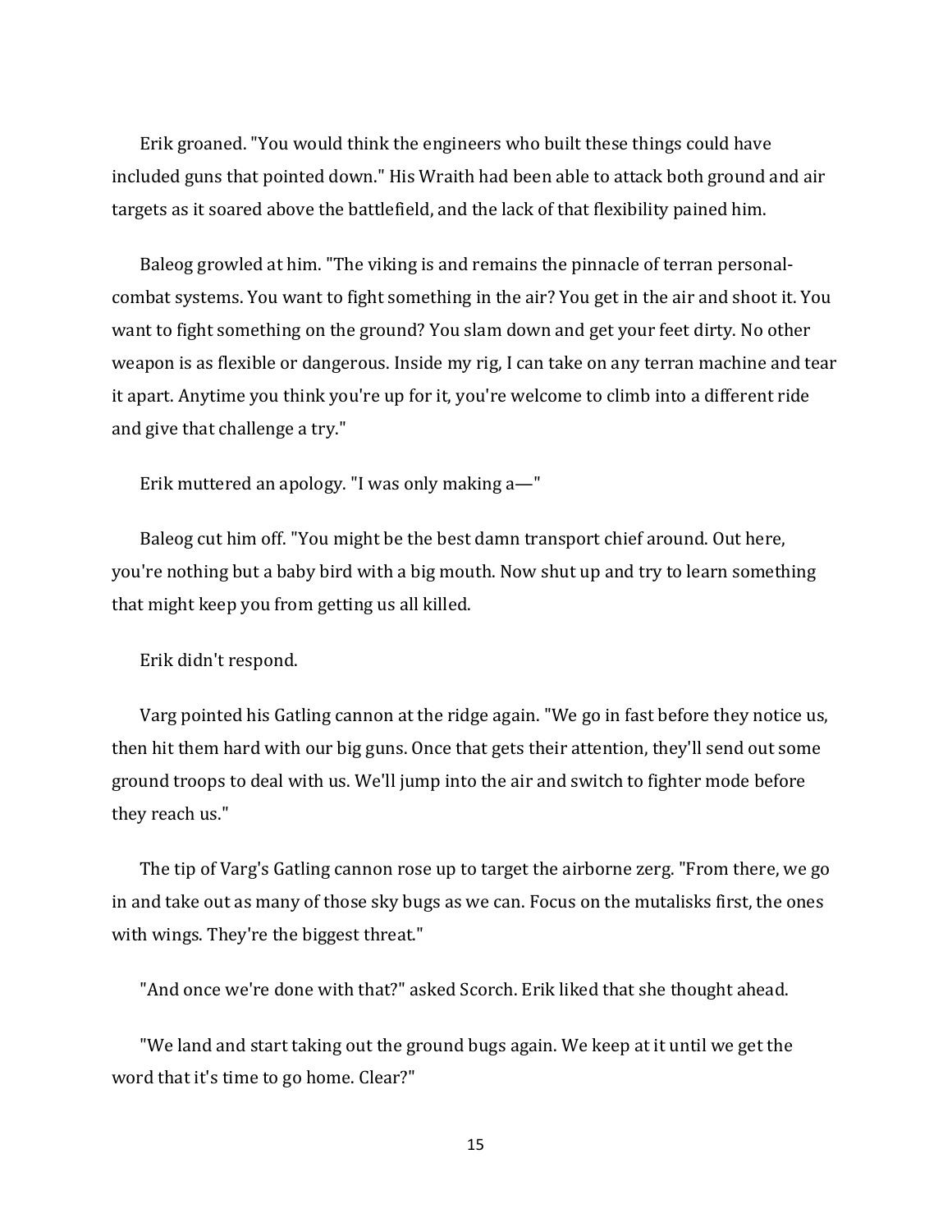Erik groaned. "You would think the engineers who built these things could have included guns that pointed down." His Wraith had been able to attack both ground and air targets as it soared above the battlefield, and the lack of that flexibility pained him.

Baleog growled at him. "The viking is and remains the pinnacle of terran personal-combat systems. You want to fight something in the air? You get in the air and shoot it. You want to fight something on the ground? You slam down and get your feet dirty. No other weapon is as flexible or dangerous. Inside my rig, I can take on any terran machine and tear it apart. Anytime you think you're up for it, you're welcome to climb into a different ride and give that challenge a try."

Erik muttered an apology. "I was only making a—"

Baleog cut him off. "You might be the best damn transport chief around. Out here, you're nothing but a baby bird with a big mouth. Now shut up and try to learn something that might keep you from getting us all killed.

Erik didn't respond.

Varg pointed his Gatling cannon at the ridge again. "We go in fast before they notice us, then hit them hard with our big guns. Once that gets their attention, they'll send out some ground troops to deal with us. We'll jump into the air and switch to fighter mode before they reach us."

The tip of Varg's Gatling cannon rose up to target the airborne zerg. "From there, we go in and take out as many of those sky bugs as we can. Focus on the mutalisks first, the ones with wings. They're the biggest threat."

"And once we're done with that?" asked Scorch. Erik liked that she thought ahead.

"We land and start taking out the ground bugs again. We keep at it until we get the word that it's time to go home. Clear?"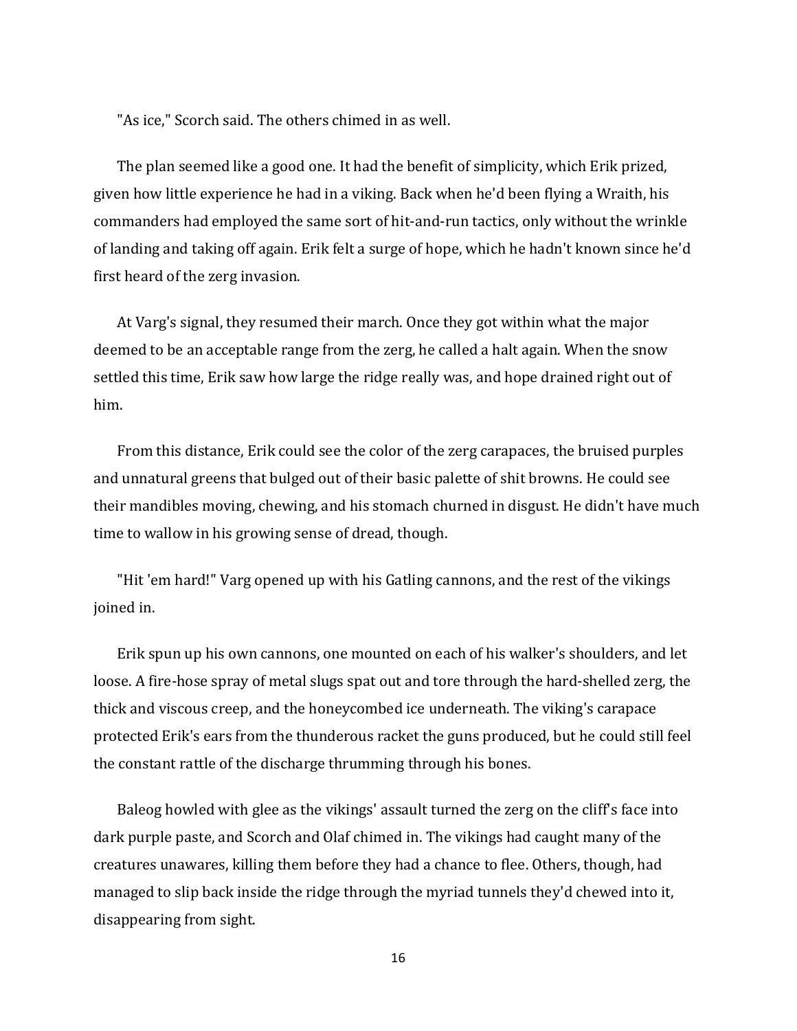"As ice," Scorch said. The others chimed in as well.

The plan seemed like a good one. It had the benefit of simplicity, which Erik prized, given how little experience he had in a viking. Back when he'd been flying a Wraith, his commanders had employed the same sort of hit-and-run tactics, only without the wrinkle of landing and taking off again. Erik felt a surge of hope, which he hadn't known since he'd first heard of the zerg invasion.

At Varg's signal, they resumed their march. Once they got within what the major deemed to be an acceptable range from the zerg, he called a halt again. When the snow settled this time, Erik saw how large the ridge really was, and hope drained right out of him.

From this distance, Erik could see the color of the zerg carapaces, the bruised purples and unnatural greens that bulged out of their basic palette of shit browns. He could see their mandibles moving, chewing, and his stomach churned in disgust. He didn't have much time to wallow in his growing sense of dread, though.

"Hit 'em hard!" Varg opened up with his Gatling cannons, and the rest of the vikings joined in.

Erik spun up his own cannons, one mounted on each of his walker's shoulders, and let loose. A fire-hose spray of metal slugs spat out and tore through the hard-shelled zerg, the thick and viscous creep, and the honeycombed ice underneath. The viking's carapace protected Erik's ears from the thunderous racket the guns produced, but he could still feel the constant rattle of the discharge thrumming through his bones.

Baleog howled with glee as the vikings' assault turned the zerg on the cliff's face into dark purple paste, and Scorch and Olaf chimed in. The vikings had caught many of the creatures unawares, killing them before they had a chance to flee. Others, though, had managed to slip back inside the ridge through the myriad tunnels they'd chewed into it, disappearing from sight.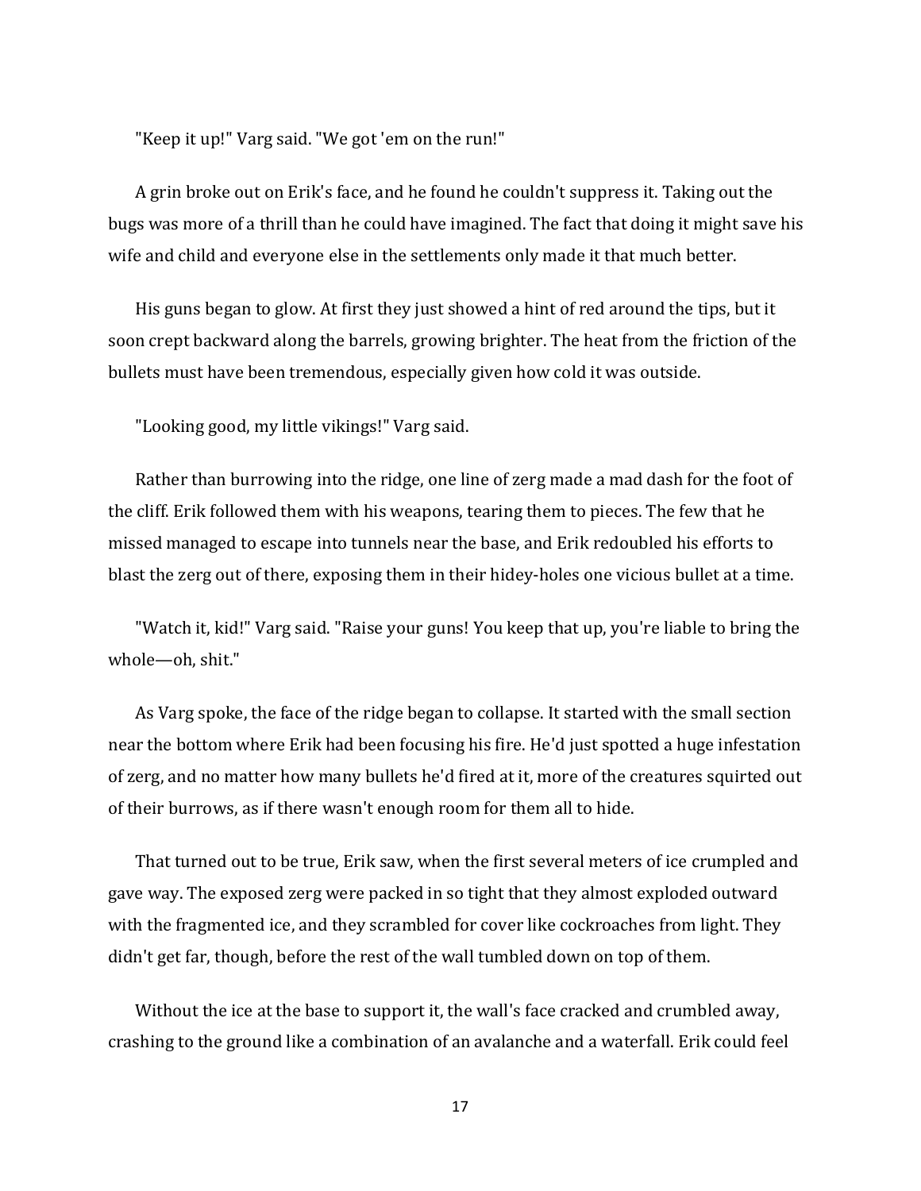"Keep it up!" Varg said. "We got 'em on the run!"

A grin broke out on Erik's face, and he found he couldn't suppress it. Taking out the bugs was more of a thrill than he could have imagined. The fact that doing it might save his wife and child and everyone else in the settlements only made it that much better.

His guns began to glow. At first they just showed a hint of red around the tips, but it soon crept backward along the barrels, growing brighter. The heat from the friction of the bullets must have been tremendous, especially given how cold it was outside.

"Looking good, my little vikings!" Varg said.

Rather than burrowing into the ridge, one line of zerg made a mad dash for the foot of the cliff. Erik followed them with his weapons, tearing them to pieces. The few that he missed managed to escape into tunnels near the base, and Erik redoubled his efforts to blast the zerg out of there, exposing them in their hidey-holes one vicious bullet at a time.

"Watch it, kid!" Varg said. "Raise your guns! You keep that up, you're liable to bring the whole—oh, shit."

As Varg spoke, the face of the ridge began to collapse. It started with the small section near the bottom where Erik had been focusing his fire. He'd just spotted a huge infestation of zerg, and no matter how many bullets he'd fired at it, more of the creatures squirted out of their burrows, as if there wasn't enough room for them all to hide.

That turned out to be true, Erik saw, when the first several meters of ice crumpled and gave way. The exposed zerg were packed in so tight that they almost exploded outward with the fragmented ice, and they scrambled for cover like cockroaches from light. They didn't get far, though, before the rest of the wall tumbled down on top of them.

Without the ice at the base to support it, the wall's face cracked and crumbled away, crashing to the ground like a combination of an avalanche and a waterfall. Erik could feel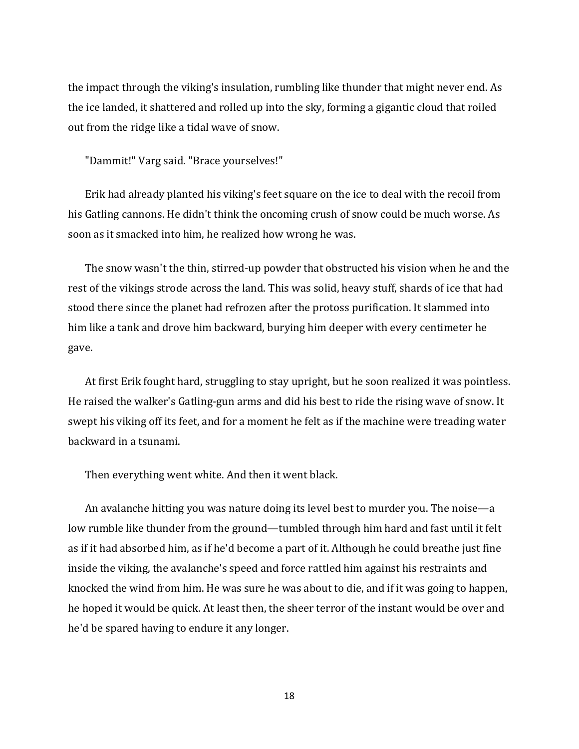the impact through the viking's insulation, rumbling like thunder that might never end. As the ice landed, it shattered and rolled up into the sky, forming a gigantic cloud that roiled out from the ridge like a tidal wave of snow.

"Dammit!" Varg said. "Brace yourselves!"

Erik had already planted his viking's feet square on the ice to deal with the recoil from his Gatling cannons. He didn't think the oncoming crush of snow could be much worse. As soon as it smacked into him, he realized how wrong he was.

The snow wasn't the thin, stirred-up powder that obstructed his vision when he and the rest of the vikings strode across the land. This was solid, heavy stuff, shards of ice that had stood there since the planet had refrozen after the protoss purification. It slammed into him like a tank and drove him backward, burying him deeper with every centimeter he gave.

At first Erik fought hard, struggling to stay upright, but he soon realized it was pointless. He raised the walker's Gatling-gun arms and did his best to ride the rising wave of snow. It swept his viking off its feet, and for a moment he felt as if the machine were treading water backward in a tsunami.

Then everything went white. And then it went black.

An avalanche hitting you was nature doing its level best to murder you. The noise—a low rumble like thunder from the ground—tumbled through him hard and fast until it felt as if it had absorbed him, as if he'd become a part of it. Although he could breathe just fine inside the viking, the avalanche's speed and force rattled him against his restraints and knocked the wind from him. He was sure he was about to die, and if it was going to happen, he hoped it would be quick. At least then, the sheer terror of the instant would be over and he'd be spared having to endure it any longer.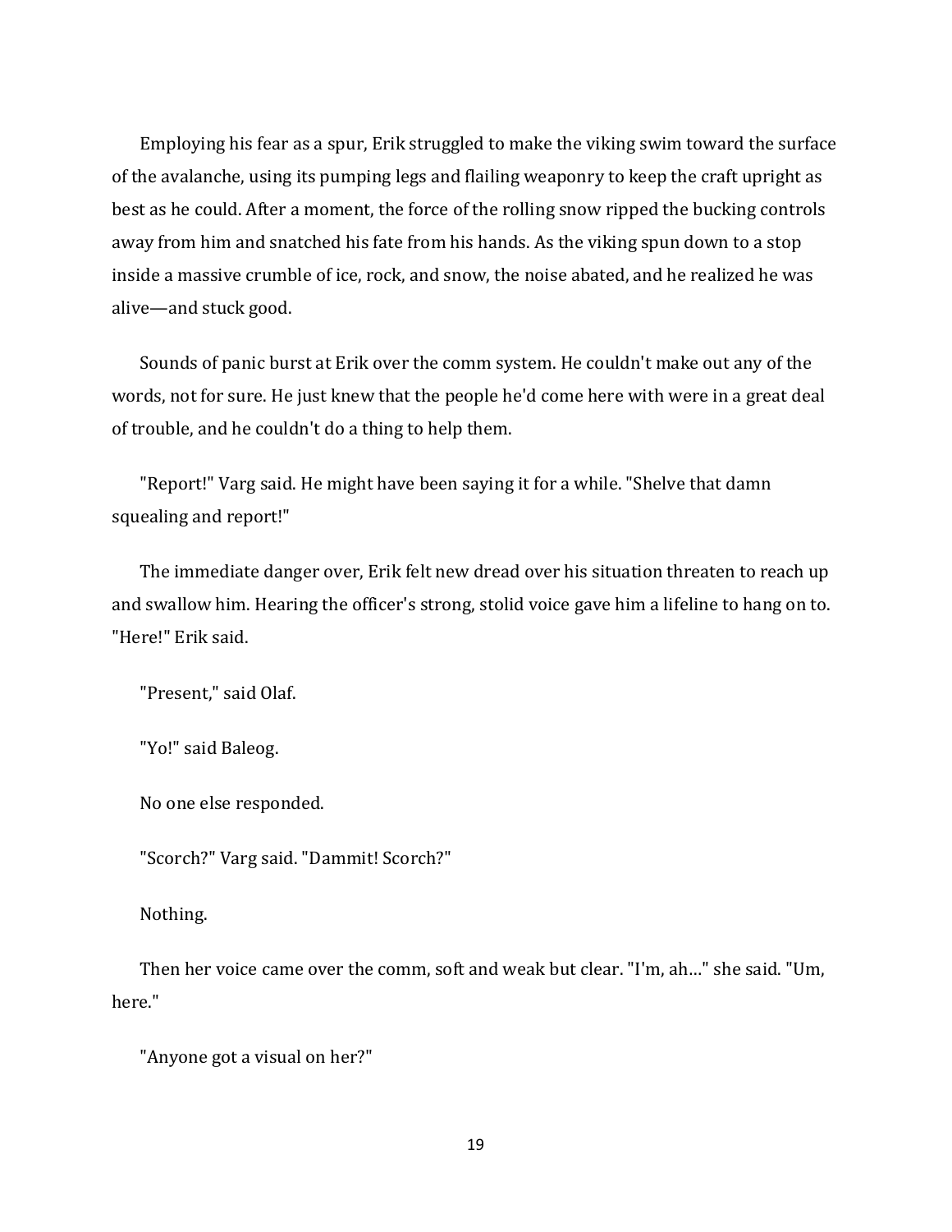Employing his fear as a spur, Erik struggled to make the viking swim toward the surface of the avalanche, using its pumping legs and flailing weaponry to keep the craft upright as best as he could. After a moment, the force of the rolling snow ripped the bucking controls away from him and snatched his fate from his hands. As the viking spun down to a stop inside a massive crumble of ice, rock, and snow, the noise abated, and he realized he was alive—and stuck good.

Sounds of panic burst at Erik over the comm system. He couldn't make out any of the words, not for sure. He just knew that the people he'd come here with were in a great deal of trouble, and he couldn't do a thing to help them.

"Report!" Varg said. He might have been saying it for a while. "Shelve that damn squealing and report!"

The immediate danger over, Erik felt new dread over his situation threaten to reach up and swallow him. Hearing the officer's strong, stolid voice gave him a lifeline to hang on to. "Here!" Erik said.

"Present," said Olaf.

"Yo!" said Baleog.

No one else responded.

"Scorch?" Varg said. "Dammit! Scorch?"

Nothing.

Then her voice came over the comm, soft and weak but clear. "I'm, ah…" she said. "Um, here."

"Anyone got a visual on her?"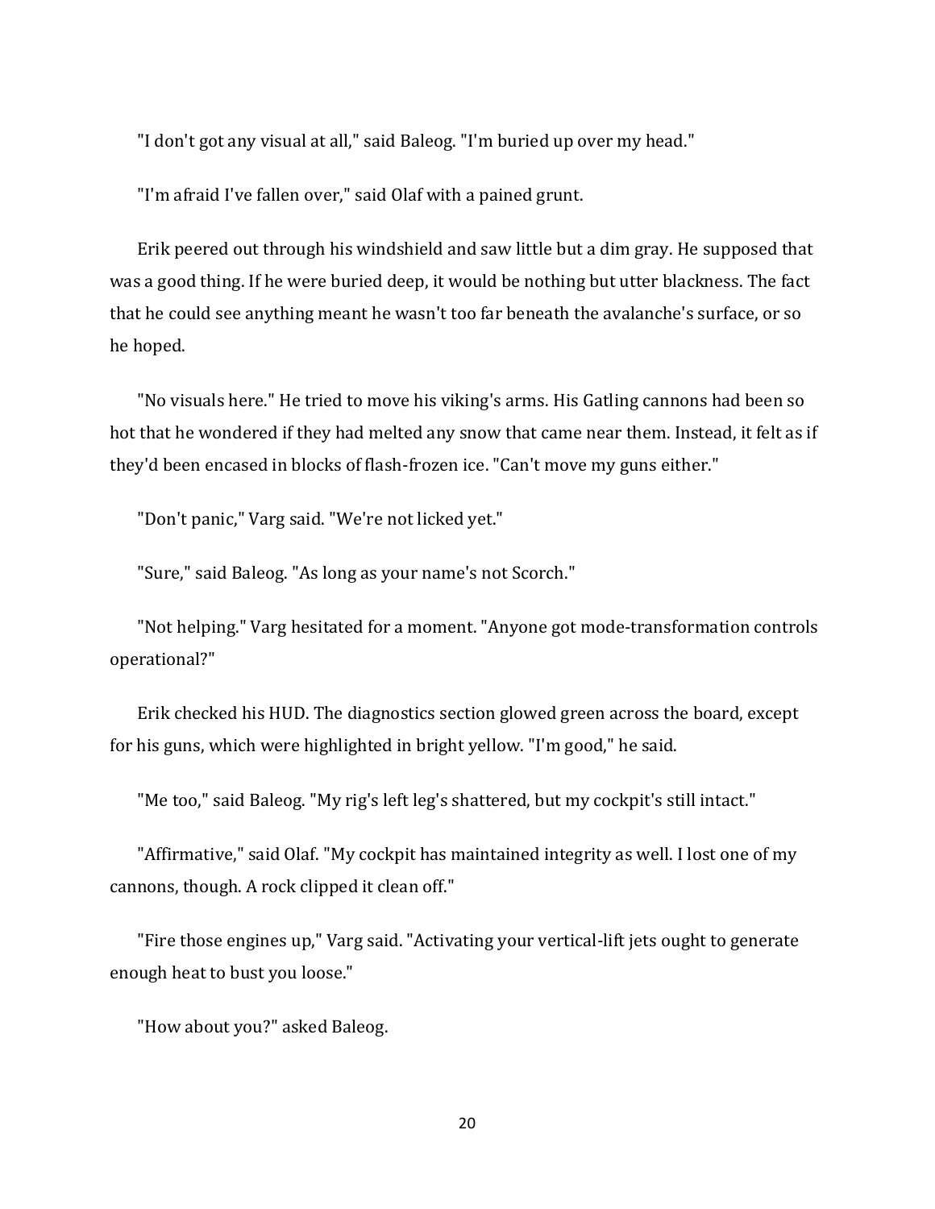"I don't got any visual at all," said Baleog. "I'm buried up over my head."

"I'm afraid I've fallen over," said Olaf with a pained grunt.

Erik peered out through his windshield and saw little but a dim gray. He supposed that was a good thing. If he were buried deep, it would be nothing but utter blackness. The fact that he could see anything meant he wasn't too far beneath the avalanche's surface, or so he hoped.

"No visuals here." He tried to move his viking's arms. His Gatling cannons had been so hot that he wondered if they had melted any snow that came near them. Instead, it felt as if they'd been encased in blocks of flash-frozen ice. "Can't move my guns either."

"Don't panic," Varg said. "We're not licked yet."

"Sure," said Baleog. "As long as your name's not Scorch."

"Not helping." Varg hesitated for a moment. "Anyone got mode-transformation controls operational?"

Erik checked his HUD. The diagnostics section glowed green across the board, except for his guns, which were highlighted in bright yellow. "I'm good," he said.

"Me too," said Baleog. "My rig's left leg's shattered, but my cockpit's still intact."

"Affirmative," said Olaf. "My cockpit has maintained integrity as well. I lost one of my cannons, though. A rock clipped it clean off."

"Fire those engines up," Varg said. "Activating your vertical-lift jets ought to generate enough heat to bust you loose."

"How about you?" asked Baleog.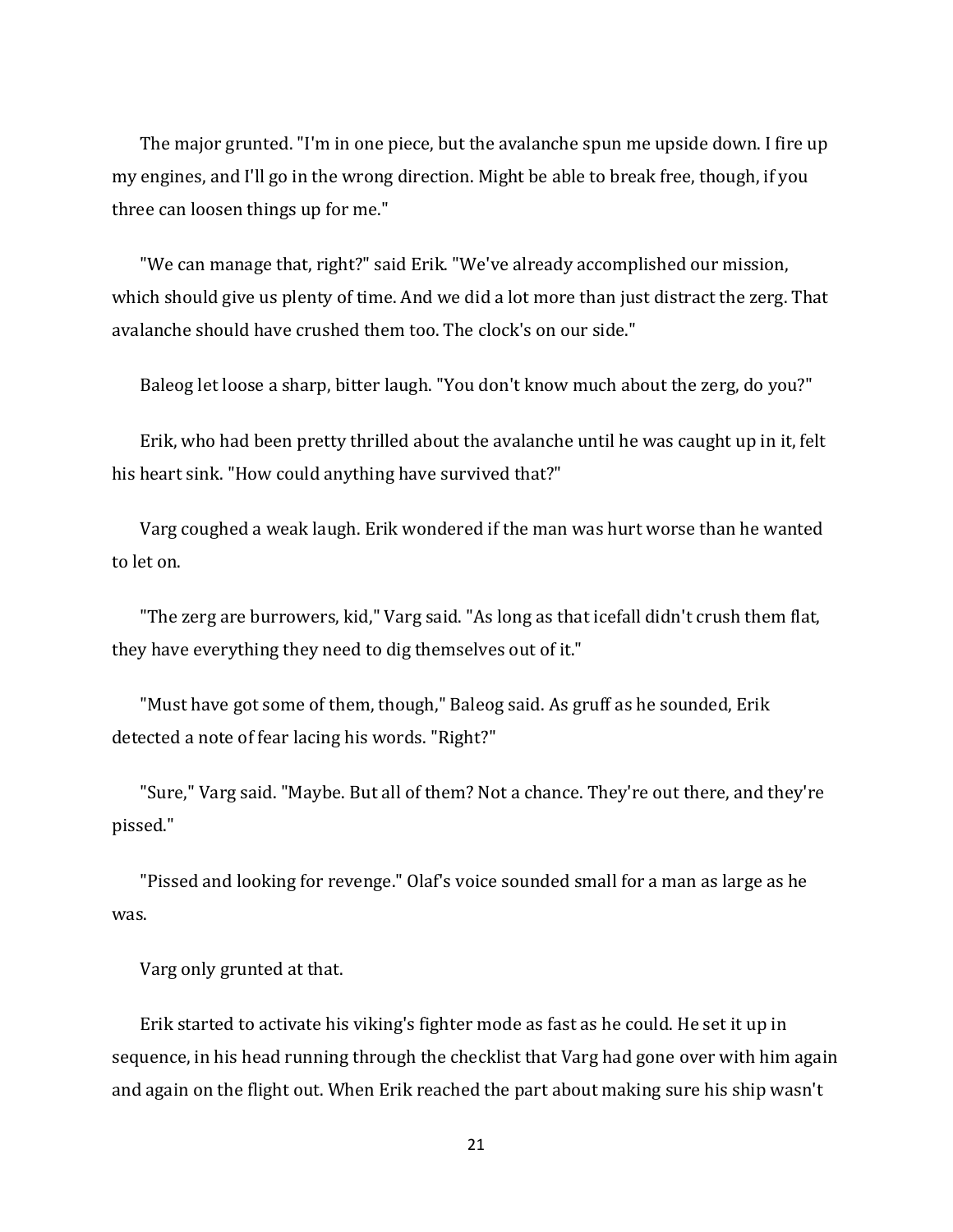The major grunted. "I'm in one piece, but the avalanche spun me upside down. I fire up my engines, and I'll go in the wrong direction. Might be able to break free, though, if you three can loosen things up for me."

"We can manage that, right?" said Erik. "We've already accomplished our mission, which should give us plenty of time. And we did a lot more than just distract the zerg. That avalanche should have crushed them too. The clock's on our side."

Baleog let loose a sharp, bitter laugh. "You don't know much about the zerg, do you?"

Erik, who had been pretty thrilled about the avalanche until he was caught up in it, felt his heart sink. "How could anything have survived that?"

Varg coughed a weak laugh. Erik wondered if the man was hurt worse than he wanted to let on.

"The zerg are burrowers, kid," Varg said. "As long as that icefall didn't crush them flat, they have everything they need to dig themselves out of it."

"Must have got some of them, though," Baleog said. As gruff as he sounded, Erik detected a note of fear lacing his words. "Right?"

"Sure," Varg said. "Maybe. But all of them? Not a chance. They're out there, and they're pissed."

"Pissed and looking for revenge." Olaf's voice sounded small for a man as large as he was.

Varg only grunted at that.

Erik started to activate his viking's fighter mode as fast as he could. He set it up in sequence, in his head running through the checklist that Varg had gone over with him again and again on the flight out. When Erik reached the part about making sure his ship wasn't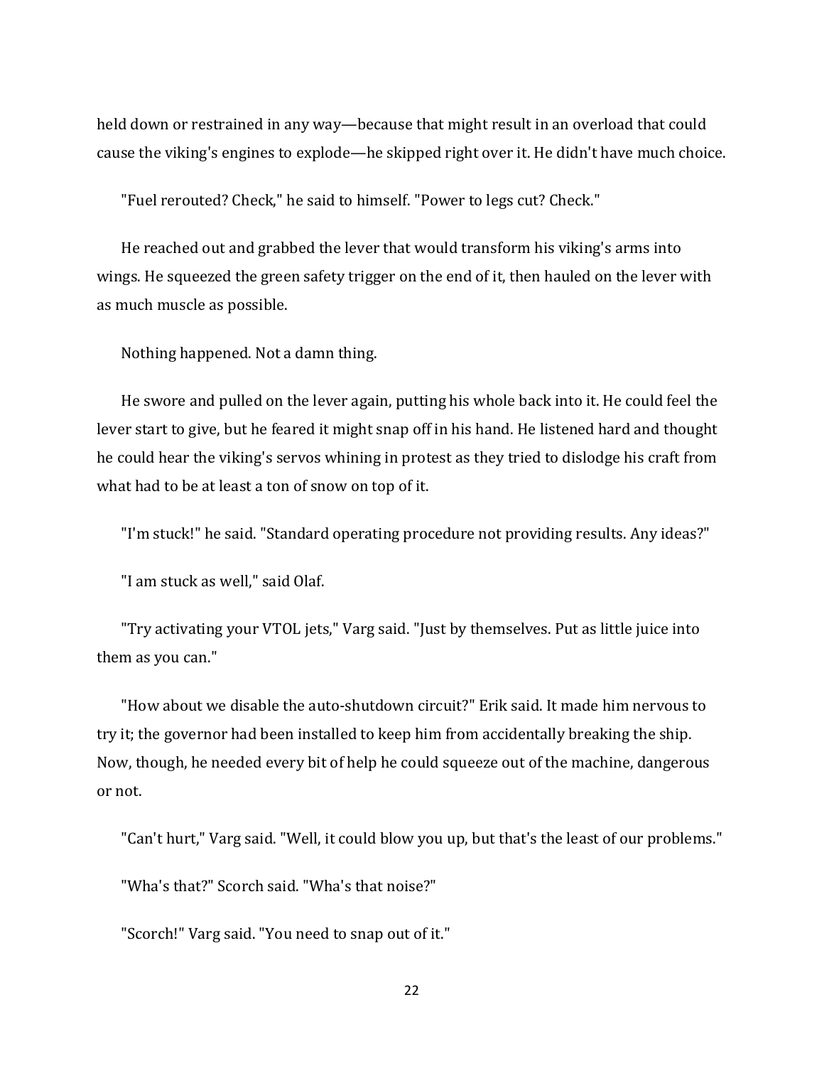held down or restrained in any way—because that might result in an overload that could cause the viking's engines to explode—he skipped right over it. He didn't have much choice.

"Fuel rerouted? Check," he said to himself. "Power to legs cut? Check."

He reached out and grabbed the lever that would transform his viking's arms into wings. He squeezed the green safety trigger on the end of it, then hauled on the lever with as much muscle as possible.

Nothing happened. Not a damn thing.

He swore and pulled on the lever again, putting his whole back into it. He could feel the lever start to give, but he feared it might snap off in his hand. He listened hard and thought he could hear the viking's servos whining in protest as they tried to dislodge his craft from what had to be at least a ton of snow on top of it.

"I'm stuck!" he said. "Standard operating procedure not providing results. Any ideas?"

"I am stuck as well," said Olaf.

"Try activating your VTOL jets," Varg said. "Just by themselves. Put as little juice into them as you can."

"How about we disable the auto-shutdown circuit?" Erik said. It made him nervous to try it; the governor had been installed to keep him from accidentally breaking the ship. Now, though, he needed every bit of help he could squeeze out of the machine, dangerous or not.

"Can't hurt," Varg said. "Well, it could blow you up, but that's the least of our problems."

"Wha's that?" Scorch said. "Wha's that noise?"

"Scorch!" Varg said. "You need to snap out of it."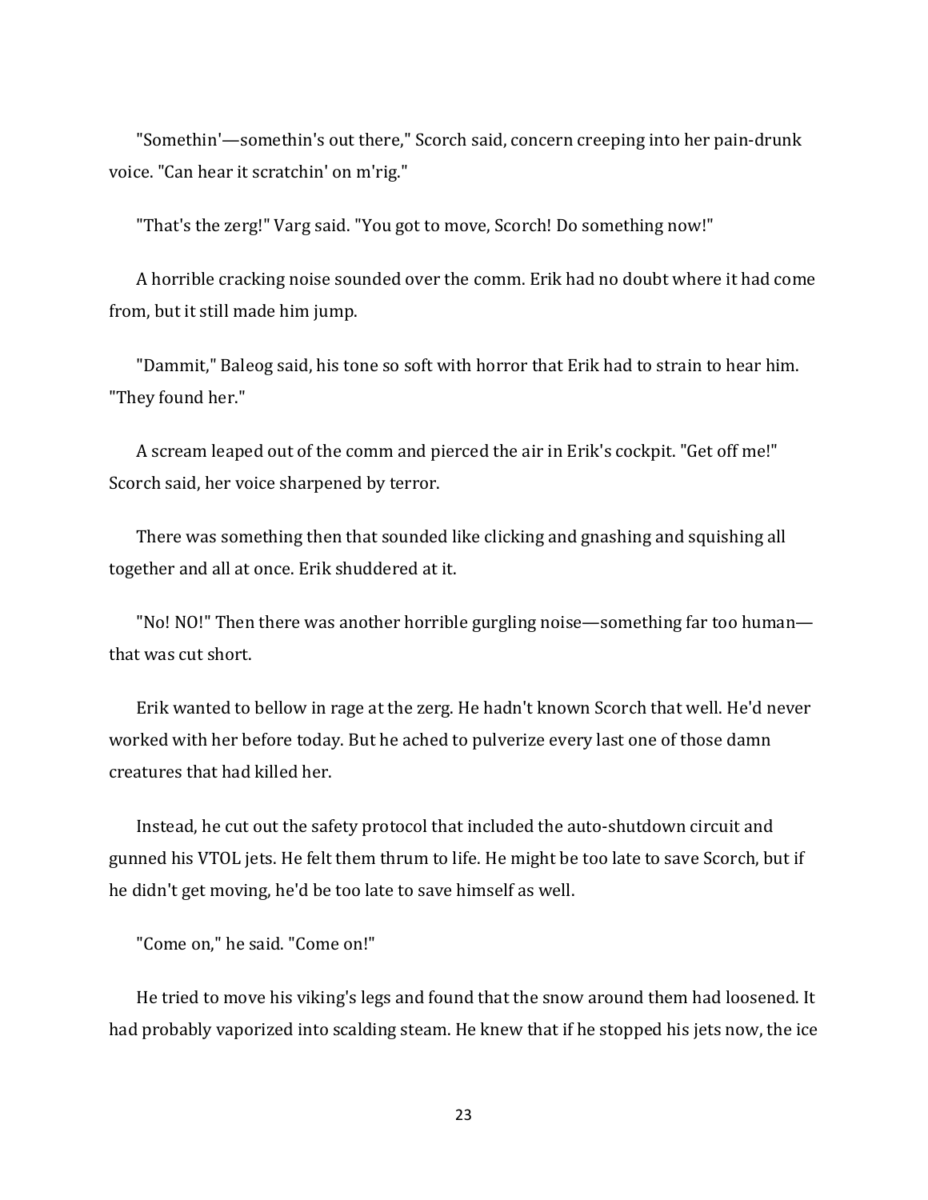"Somethin'—somethin's out there," Scorch said, concern creeping into her pain-drunk voice. "Can hear it scratchin' on m'rig."

"That's the zerg!" Varg said. "You got to move, Scorch! Do something now!"

A horrible cracking noise sounded over the comm. Erik had no doubt where it had come from, but it still made him jump.

"Dammit," Baleog said, his tone so soft with horror that Erik had to strain to hear him. "They found her."

A scream leaped out of the comm and pierced the air in Erik's cockpit. "Get off me!" Scorch said, her voice sharpened by terror.

There was something then that sounded like clicking and gnashing and squishing all together and all at once. Erik shuddered at it.

"No! NO!" Then there was another horrible gurgling noise—something far too human—that was cut short.

Erik wanted to bellow in rage at the zerg. He hadn't known Scorch that well. He'd never worked with her before today. But he ached to pulverize every last one of those damn creatures that had killed her.

Instead, he cut out the safety protocol that included the auto-shutdown circuit and gunned his VTOL jets. He felt them thrum to life. He might be too late to save Scorch, but if he didn't get moving, he'd be too late to save himself as well.

"Come on," he said. "Come on!"

He tried to move his viking's legs and found that the snow around them had loosened. It had probably vaporized into scalding steam. He knew that if he stopped his jets now, the ice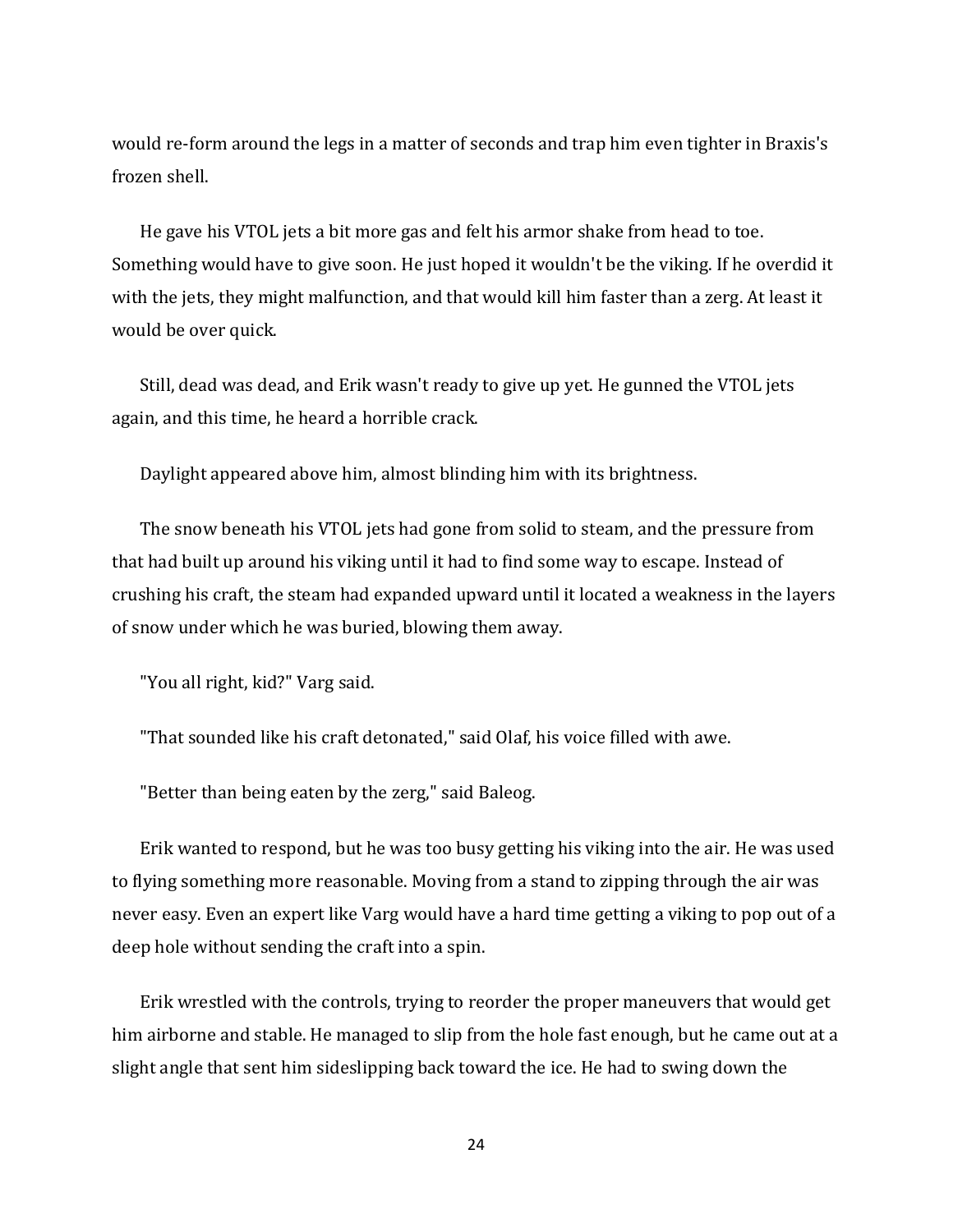would re-form around the legs in a matter of seconds and trap him even tighter in Braxis's frozen shell.

He gave his VTOL jets a bit more gas and felt his armor shake from head to toe. Something would have to give soon. He just hoped it wouldn't be the viking. If he overdid it with the jets, they might malfunction, and that would kill him faster than a zerg. At least it would be over quick.

Still, dead was dead, and Erik wasn't ready to give up yet. He gunned the VTOL jets again, and this time, he heard a horrible crack.

Daylight appeared above him, almost blinding him with its brightness.

The snow beneath his VTOL jets had gone from solid to steam, and the pressure from that had built up around his viking until it had to find some way to escape. Instead of crushing his craft, the steam had expanded upward until it located a weakness in the layers of snow under which he was buried, blowing them away.

"You all right, kid?" Varg said.

"That sounded like his craft detonated," said Olaf, his voice filled with awe.

"Better than being eaten by the zerg," said Baleog.

Erik wanted to respond, but he was too busy getting his viking into the air. He was used to flying something more reasonable. Moving from a stand to zipping through the air was never easy. Even an expert like Varg would have a hard time getting a viking to pop out of a deep hole without sending the craft into a spin.

Erik wrestled with the controls, trying to reorder the proper maneuvers that would get him airborne and stable. He managed to slip from the hole fast enough, but he came out at a slight angle that sent him sideslipping back toward the ice. He had to swing down the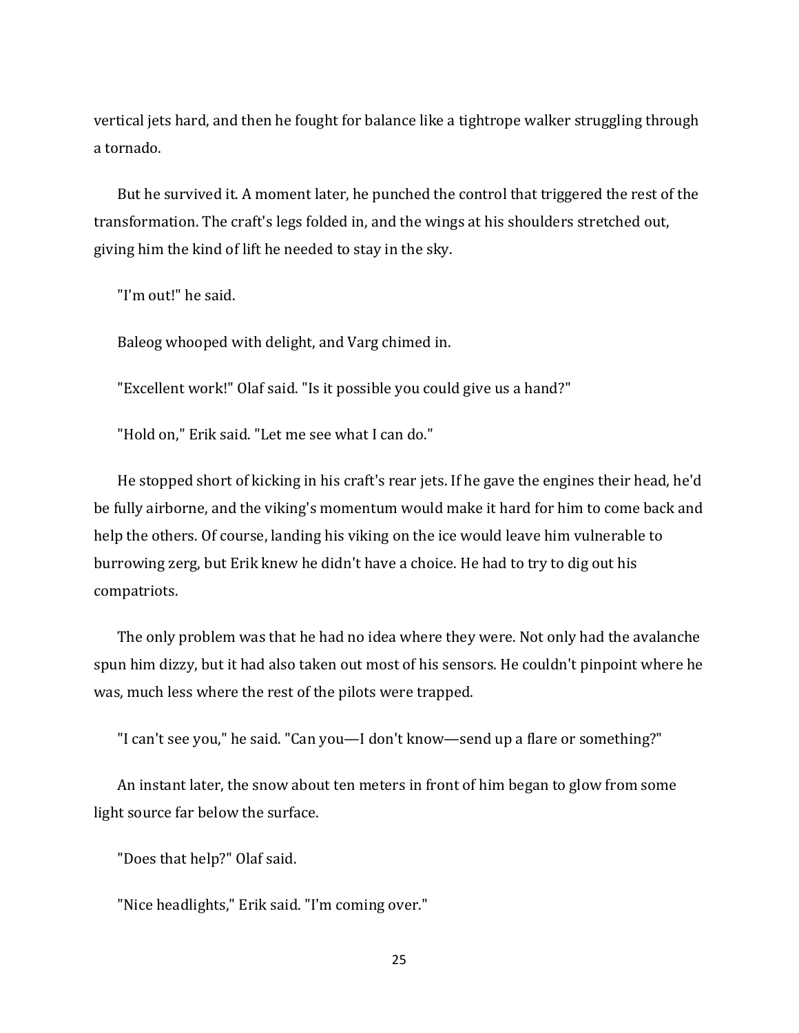vertical jets hard, and then he fought for balance like a tightrope walker struggling through a tornado.

But he survived it. A moment later, he punched the control that triggered the rest of the transformation. The craft's legs folded in, and the wings at his shoulders stretched out, giving him the kind of lift he needed to stay in the sky.

"I'm out!" he said.

Baleog whooped with delight, and Varg chimed in.

"Excellent work!" Olaf said. "Is it possible you could give us a hand?"

"Hold on," Erik said. "Let me see what I can do."

He stopped short of kicking in his craft's rear jets. If he gave the engines their head, he'd be fully airborne, and the viking's momentum would make it hard for him to come back and help the others. Of course, landing his viking on the ice would leave him vulnerable to burrowing zerg, but Erik knew he didn't have a choice. He had to try to dig out his compatriots.

The only problem was that he had no idea where they were. Not only had the avalanche spun him dizzy, but it had also taken out most of his sensors. He couldn't pinpoint where he was, much less where the rest of the pilots were trapped.

"I can't see you," he said. "Can you—I don't know—send up a flare or something?"

An instant later, the snow about ten meters in front of him began to glow from some light source far below the surface.

"Does that help?" Olaf said.

"Nice headlights," Erik said. "I'm coming over."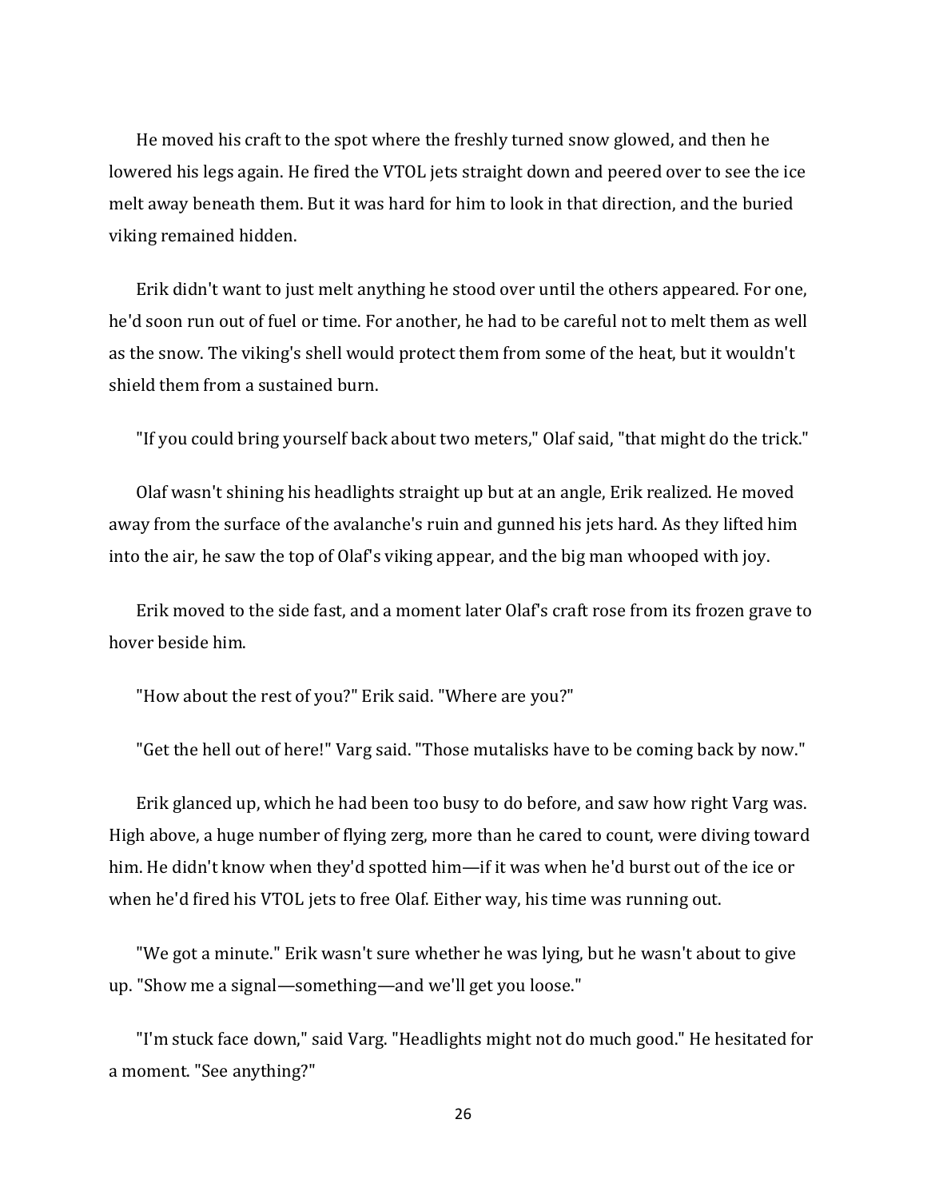He moved his craft to the spot where the freshly turned snow glowed, and then he lowered his legs again. He fired the VTOL jets straight down and peered over to see the ice melt away beneath them. But it was hard for him to look in that direction, and the buried viking remained hidden.

Erik didn't want to just melt anything he stood over until the others appeared. For one, he'd soon run out of fuel or time. For another, he had to be careful not to melt them as well as the snow. The viking's shell would protect them from some of the heat, but it wouldn't shield them from a sustained burn.

"If you could bring yourself back about two meters," Olaf said, "that might do the trick."

Olaf wasn't shining his headlights straight up but at an angle, Erik realized. He moved away from the surface of the avalanche's ruin and gunned his jets hard. As they lifted him into the air, he saw the top of Olaf's viking appear, and the big man whooped with joy.

Erik moved to the side fast, and a moment later Olaf's craft rose from its frozen grave to hover beside him.

"How about the rest of you?" Erik said. "Where are you?"

"Get the hell out of here!" Varg said. "Those mutalisks have to be coming back by now."

Erik glanced up, which he had been too busy to do before, and saw how right Varg was. High above, a huge number of flying zerg, more than he cared to count, were diving toward him. He didn't know when they'd spotted him—if it was when he'd burst out of the ice or when he'd fired his VTOL jets to free Olaf. Either way, his time was running out.

"We got a minute." Erik wasn't sure whether he was lying, but he wasn't about to give up. "Show me a signal—something—and we'll get you loose."

"I'm stuck face down," said Varg. "Headlights might not do much good." He hesitated for a moment. "See anything?"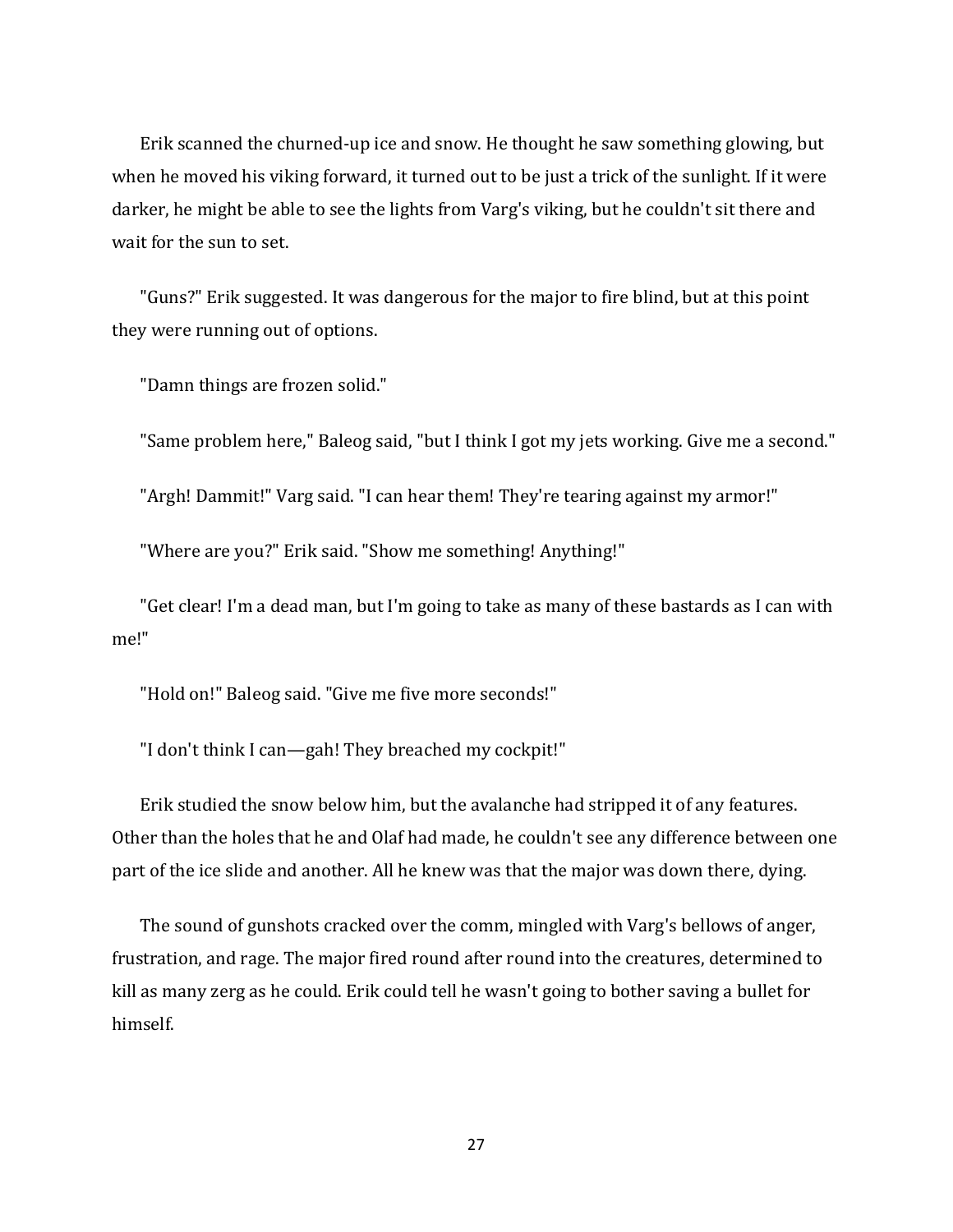Erik scanned the churned-up ice and snow. He thought he saw something glowing, but when he moved his viking forward, it turned out to be just a trick of the sunlight. If it were darker, he might be able to see the lights from Varg's viking, but he couldn't sit there and wait for the sun to set.

"Guns?" Erik suggested. It was dangerous for the major to fire blind, but at this point they were running out of options.

"Damn things are frozen solid."

"Same problem here," Baleog said, "but I think I got my jets working. Give me a second."

"Argh! Dammit!" Varg said. "I can hear them! They're tearing against my armor!"

"Where are you?" Erik said. "Show me something! Anything!"

"Get clear! I'm a dead man, but I'm going to take as many of these bastards as I can with me!"

"Hold on!" Baleog said. "Give me five more seconds!"

"I don't think I can—gah! They breached my cockpit!"

Erik studied the snow below him, but the avalanche had stripped it of any features. Other than the holes that he and Olaf had made, he couldn't see any difference between one part of the ice slide and another. All he knew was that the major was down there, dying.

The sound of gunshots cracked over the comm, mingled with Varg's bellows of anger, frustration, and rage. The major fired round after round into the creatures, determined to kill as many zerg as he could. Erik could tell he wasn't going to bother saving a bullet for himself.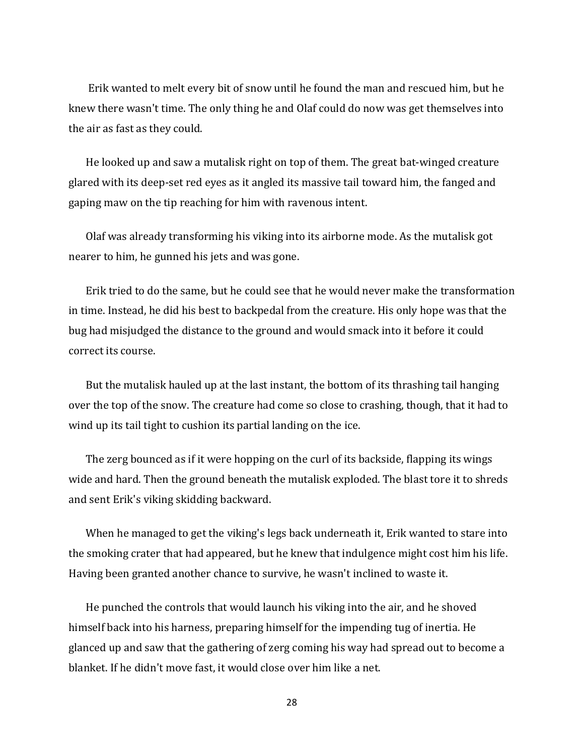Erik wanted to melt every bit of snow until he found the man and rescued him, but he knew there wasn't time. The only thing he and Olaf could do now was get themselves into the air as fast as they could.

He looked up and saw a mutalisk right on top of them. The great bat-winged creature glared with its deep-set red eyes as it angled its massive tail toward him, the fanged and gaping maw on the tip reaching for him with ravenous intent.

Olaf was already transforming his viking into its airborne mode. As the mutalisk got nearer to him, he gunned his jets and was gone.

Erik tried to do the same, but he could see that he would never make the transformation in time. Instead, he did his best to backpedal from the creature. His only hope was that the bug had misjudged the distance to the ground and would smack into it before it could correct its course.

But the mutalisk hauled up at the last instant, the bottom of its thrashing tail hanging over the top of the snow. The creature had come so close to crashing, though, that it had to wind up its tail tight to cushion its partial landing on the ice.

The zerg bounced as if it were hopping on the curl of its backside, flapping its wings wide and hard. Then the ground beneath the mutalisk exploded. The blast tore it to shreds and sent Erik's viking skidding backward.

When he managed to get the viking's legs back underneath it, Erik wanted to stare into the smoking crater that had appeared, but he knew that indulgence might cost him his life. Having been granted another chance to survive, he wasn't inclined to waste it.

He punched the controls that would launch his viking into the air, and he shoved himself back into his harness, preparing himself for the impending tug of inertia. He glanced up and saw that the gathering of zerg coming his way had spread out to become a blanket. If he didn't move fast, it would close over him like a net.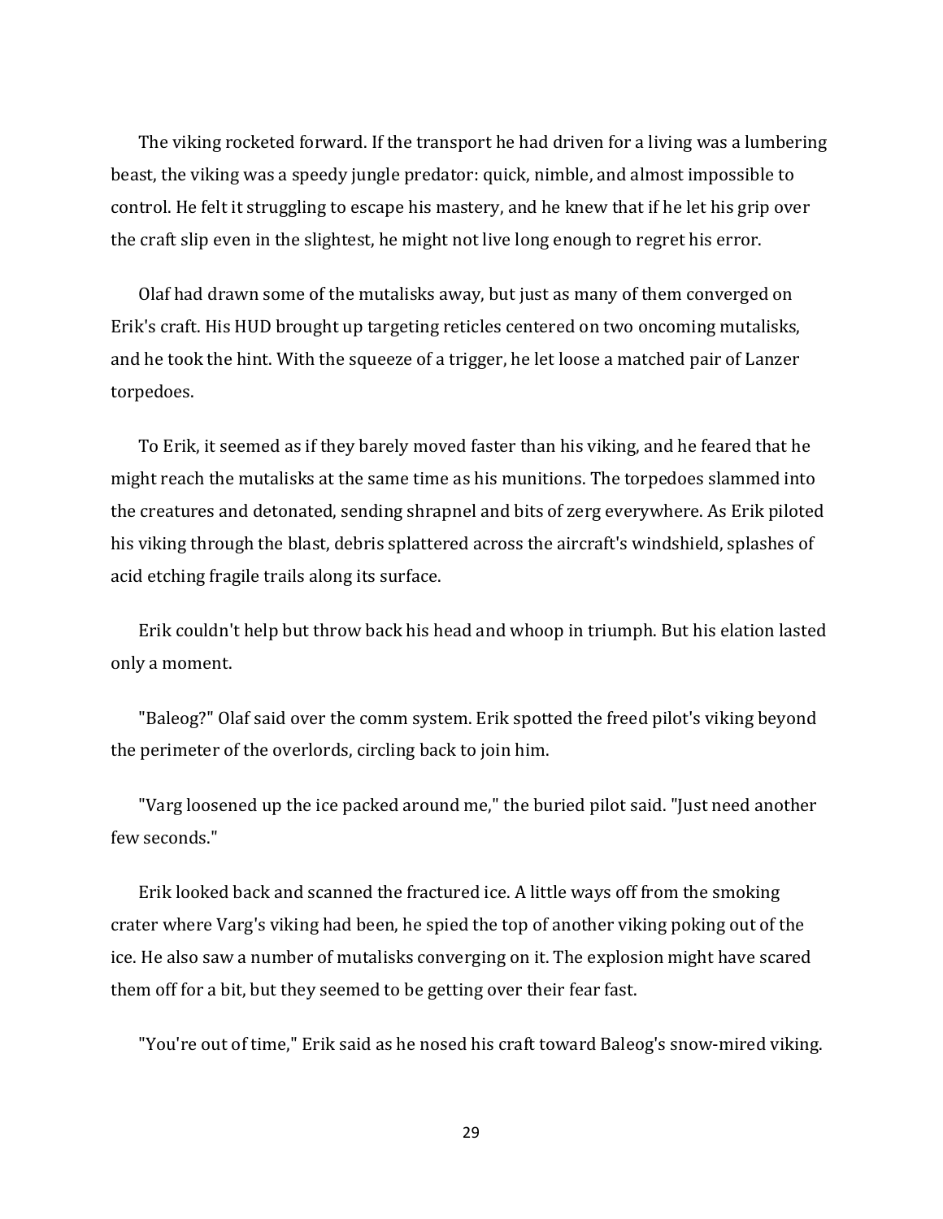The viking rocketed forward. If the transport he had driven for a living was a lumbering beast, the viking was a speedy jungle predator: quick, nimble, and almost impossible to control. He felt it struggling to escape his mastery, and he knew that if he let his grip over the craft slip even in the slightest, he might not live long enough to regret his error.

Olaf had drawn some of the mutalisks away, but just as many of them converged on Erik's craft. His HUD brought up targeting reticles centered on two oncoming mutalisks, and he took the hint. With the squeeze of a trigger, he let loose a matched pair of Lanzer torpedoes.

To Erik, it seemed as if they barely moved faster than his viking, and he feared that he might reach the mutalisks at the same time as his munitions. The torpedoes slammed into the creatures and detonated, sending shrapnel and bits of zerg everywhere. As Erik piloted his viking through the blast, debris splattered across the aircraft's windshield, splashes of acid etching fragile trails along its surface.

Erik couldn't help but throw back his head and whoop in triumph. But his elation lasted only a moment.

"Baleog?" Olaf said over the comm system. Erik spotted the freed pilot's viking beyond the perimeter of the overlords, circling back to join him.

"Varg loosened up the ice packed around me," the buried pilot said. "Just need another few seconds."

Erik looked back and scanned the fractured ice. A little ways off from the smoking crater where Varg's viking had been, he spied the top of another viking poking out of the ice. He also saw a number of mutalisks converging on it. The explosion might have scared them off for a bit, but they seemed to be getting over their fear fast.

"You're out of time," Erik said as he nosed his craft toward Baleog's snow-mired viking.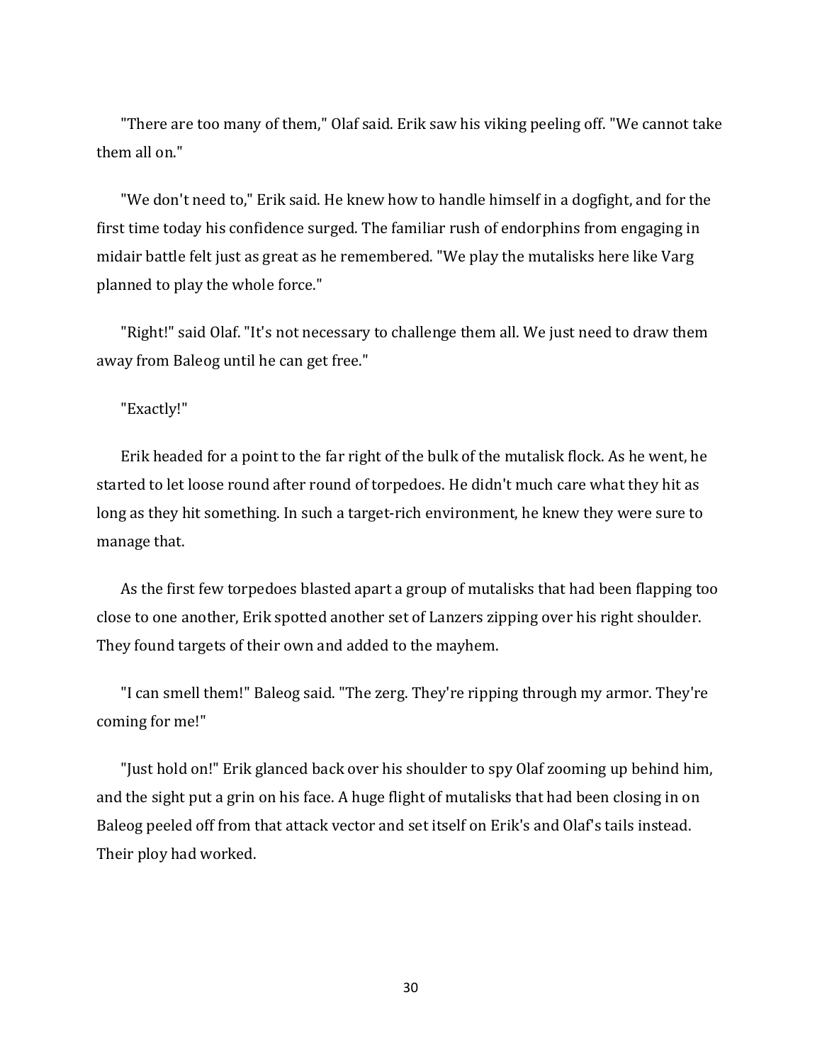"There are too many of them," Olaf said. Erik saw his viking peeling off. "We cannot take them all on."

"We don't need to," Erik said. He knew how to handle himself in a dogfight, and for the first time today his confidence surged. The familiar rush of endorphins from engaging in midair battle felt just as great as he remembered. "We play the mutalisks here like Varg planned to play the whole force."

"Right!" said Olaf. "It's not necessary to challenge them all. We just need to draw them away from Baleog until he can get free."

"Exactly!"

Erik headed for a point to the far right of the bulk of the mutalisk flock. As he went, he started to let loose round after round of torpedoes. He didn't much care what they hit as long as they hit something. In such a target-rich environment, he knew they were sure to manage that.

As the first few torpedoes blasted apart a group of mutalisks that had been flapping too close to one another, Erik spotted another set of Lanzers zipping over his right shoulder. They found targets of their own and added to the mayhem.

"I can smell them!" Baleog said. "The zerg. They're ripping through my armor. They're coming for me!"

"Just hold on!" Erik glanced back over his shoulder to spy Olaf zooming up behind him, and the sight put a grin on his face. A huge flight of mutalisks that had been closing in on Baleog peeled off from that attack vector and set itself on Erik's and Olaf's tails instead. Their ploy had worked.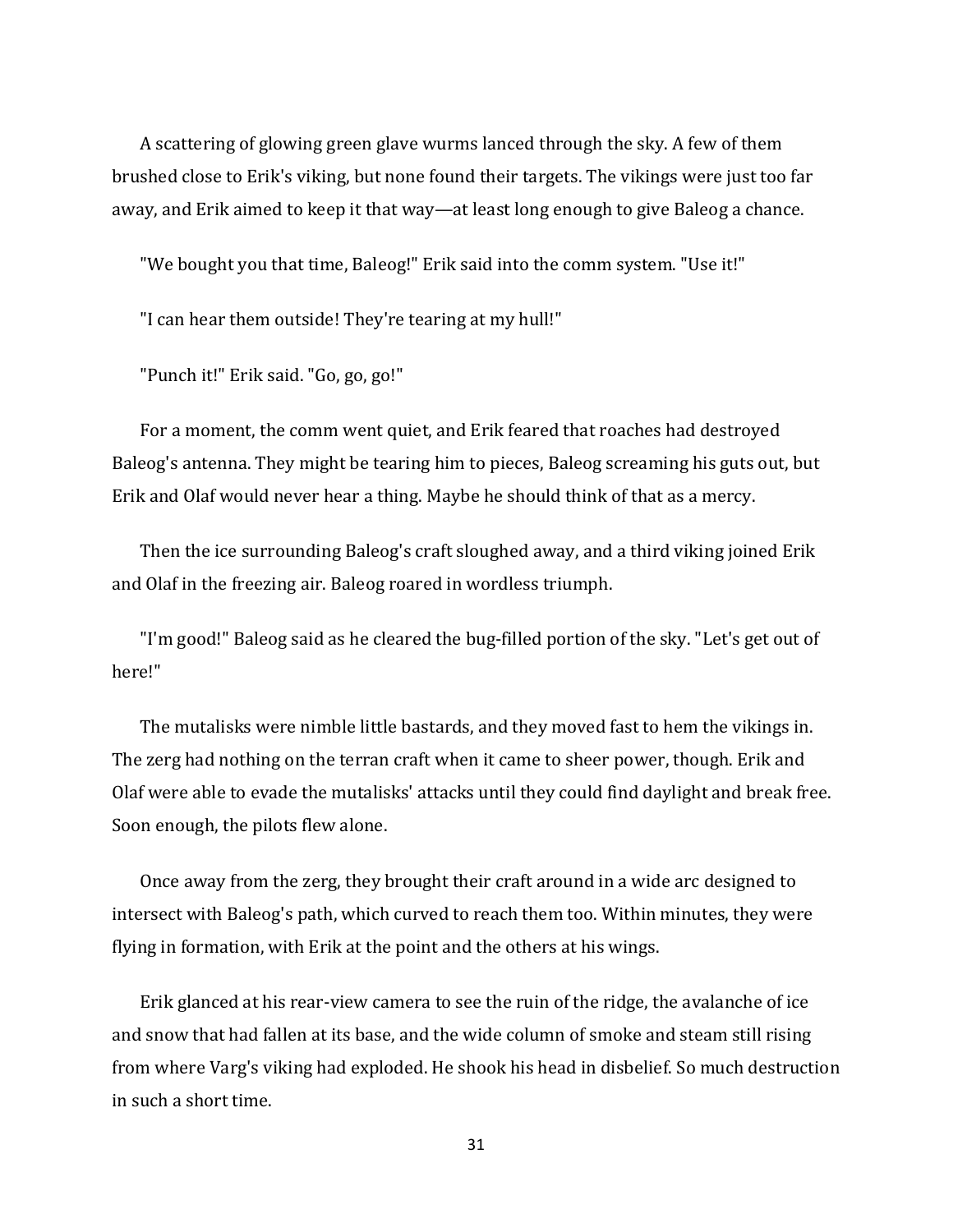A scattering of glowing green glave wurms lanced through the sky. A few of them brushed close to Erik's viking, but none found their targets. The vikings were just too far away, and Erik aimed to keep it that way—at least long enough to give Baleog a chance.

"We bought you that time, Baleog!" Erik said into the comm system. "Use it!"

"I can hear them outside! They're tearing at my hull!"

"Punch it!" Erik said. "Go, go, go!"

For a moment, the comm went quiet, and Erik feared that roaches had destroyed Baleog's antenna. They might be tearing him to pieces, Baleog screaming his guts out, but Erik and Olaf would never hear a thing. Maybe he should think of that as a mercy.

Then the ice surrounding Baleog's craft sloughed away, and a third viking joined Erik and Olaf in the freezing air. Baleog roared in wordless triumph.

"I'm good!" Baleog said as he cleared the bug-filled portion of the sky. "Let's get out of here!"

The mutalisks were nimble little bastards, and they moved fast to hem the vikings in. The zerg had nothing on the terran craft when it came to sheer power, though. Erik and Olaf were able to evade the mutalisks' attacks until they could find daylight and break free. Soon enough, the pilots flew alone.

Once away from the zerg, they brought their craft around in a wide arc designed to intersect with Baleog's path, which curved to reach them too. Within minutes, they were flying in formation, with Erik at the point and the others at his wings.

Erik glanced at his rear-view camera to see the ruin of the ridge, the avalanche of ice and snow that had fallen at its base, and the wide column of smoke and steam still rising from where Varg's viking had exploded. He shook his head in disbelief. So much destruction in such a short time.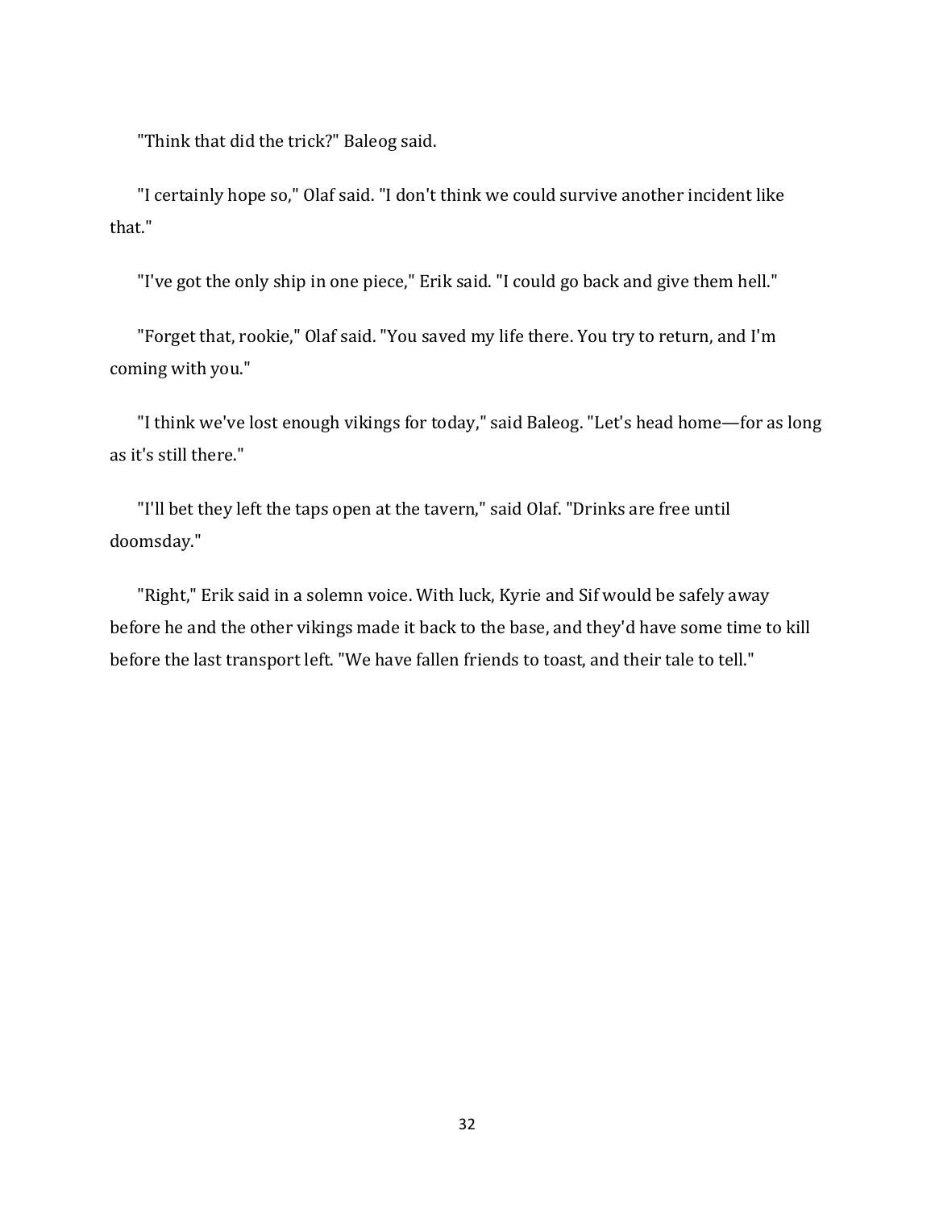"Think that did the trick?" Baleog said.

"I certainly hope so," Olaf said. "I don't think we could survive another incident like that."

"I've got the only ship in one piece," Erik said. "I could go back and give them hell."

"Forget that, rookie," Olaf said. "You saved my life there. You try to return, and I'm coming with you."

"I think we've lost enough vikings for today," said Baleog. "Let's head home—for as long as it's still there."

"I'll bet they left the taps open at the tavern," said Olaf. "Drinks are free until doomsday."

"Right," Erik said in a solemn voice. With luck, Kyrie and Sif would be safely away before he and the other vikings made it back to the base, and they'd have some time to kill before the last transport left. "We have fallen friends to toast, and their tale to tell."